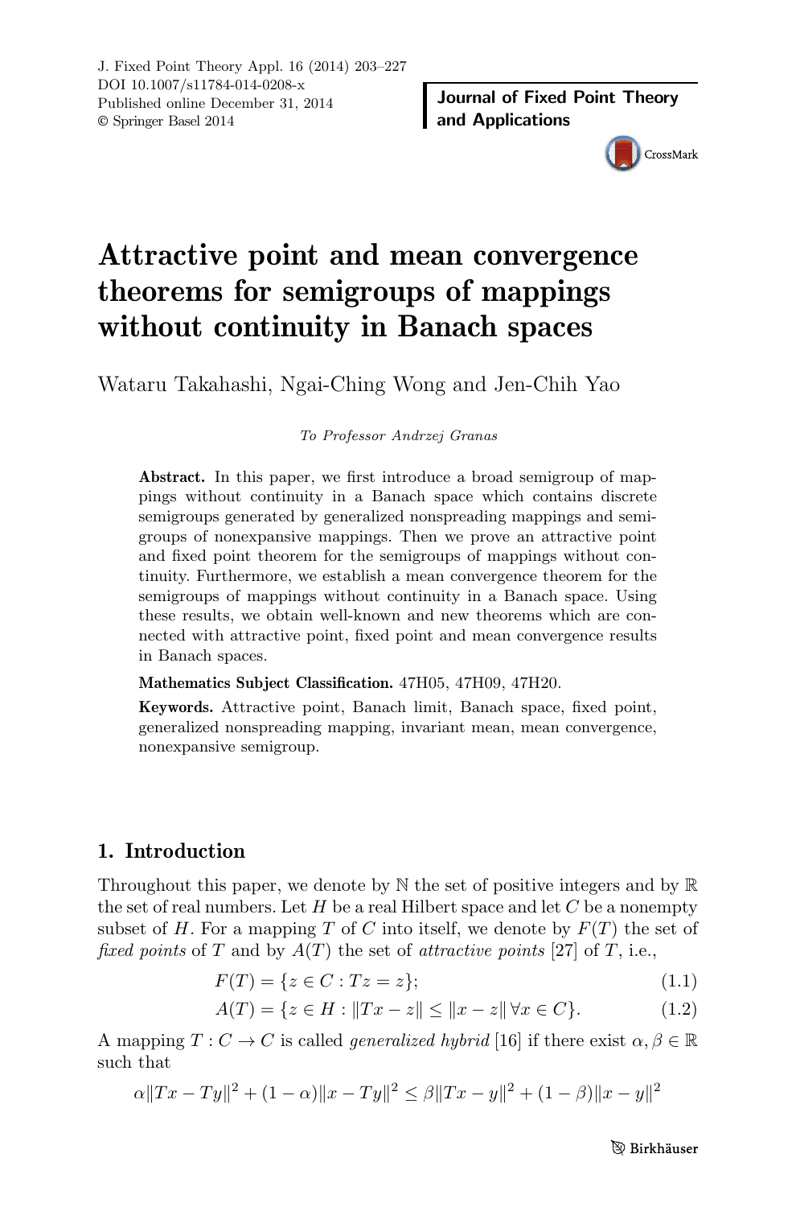# Attractive point and mean convergence theorems for semigroups of mappings without continuity in Banach spaces

Wataru Takahashi, Ngai-Ching Wong and Jen-Chih Yao

*To Professor Andrzej Granas*

**Abstract.** In this paper, we first introduce a broad semigroup of mappings without continuity in a Banach space which contains discrete semigroups generated by generalized nonspreading mappings and semigroups of nonexpansive mappings. Then we prove an attractive point and fixed point theorem for the semigroups of mappings without continuity. Furthermore, we establish a mean convergence theorem for the semigroups of mappings without continuity in a Banach space. Using these results, we obtain well-known and new theorems which are connected with attractive point, fixed point and mean convergence results in Banach spaces.

**Mathematics Subject Classification.** 47H05, 47H09, 47H20.

**Keywords.** Attractive point, Banach limit, Banach space, fixed point, generalized nonspreading mapping, invariant mean, mean convergence, nonexpansive semigroup.

## 1. Introduction

Throughout this paper, we denote by $\mathbb{N}$ the set of positive integers and by $\mathbb{R}$ the set of real numbers. Let $H$ be a real Hilbert space and let $C$ be a nonempty subset of $H$. For a mapping $T$ of $C$ into itself, we denote by $F(T)$ the set of *fixed points* of $T$ and by $A(T)$ the set of *attractive points* [27] of $T$, i.e.,

$$F(T) = \{z \in C : Tz = z\}; \tag{1.1}$$

$$A(T) = \{z \in H : \|Tx - z\| \leq \|x - z\| \; \forall x \in C\}. \tag{1.2}$$

A mapping $T : C \to C$ is called *generalized hybrid* [16] if there exist $\alpha, \beta \in \mathbb{R}$ such that

$$\alpha\|Tx - Ty\|^2 + (1 - \alpha)\|x - Ty\|^2 \leq \beta\|Tx - y\|^2 + (1 - \beta)\|x - y\|^2$$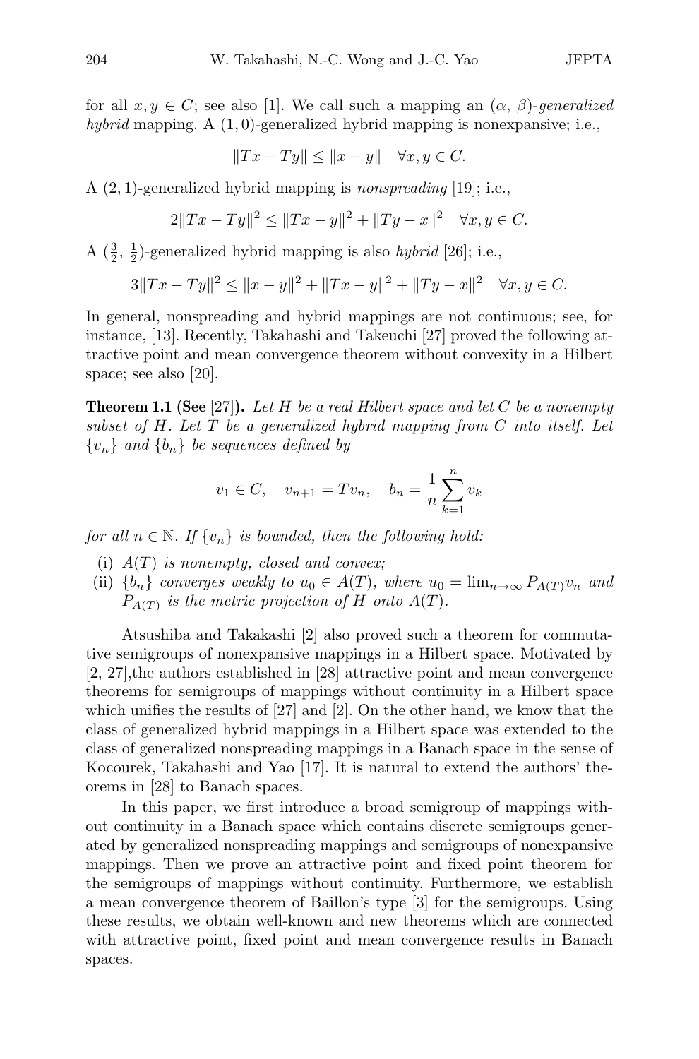for all $x, y \in C$; see also [1]. We call such a mapping an $(\alpha, \beta)$-*generalized hybrid* mapping. A $(1, 0)$-generalized hybrid mapping is nonexpansive; i.e.,

$$\|Tx - Ty\| \leq \|x - y\| \quad \forall x, y \in C.$$

A $(2, 1)$-generalized hybrid mapping is *nonspreading* [19]; i.e.,

$$2\|Tx - Ty\|^2 \leq \|Tx - y\|^2 + \|Ty - x\|^2 \quad \forall x, y \in C.$$

A $(\frac{3}{2}, \frac{1}{2})$-generalized hybrid mapping is also *hybrid* [26]; i.e.,

$$3\|Tx - Ty\|^2 \leq \|x - y\|^2 + \|Tx - y\|^2 + \|Ty - x\|^2 \quad \forall x, y \in C.$$

In general, nonspreading and hybrid mappings are not continuous; see, for instance, [13]. Recently, Takahashi and Takeuchi [27] proved the following attractive point and mean convergence theorem without convexity in a Hilbert space; see also [20].

**Theorem 1.1 (See [27]).** *Let $H$ be a real Hilbert space and let $C$ be a nonempty subset of $H$. Let $T$ be a generalized hybrid mapping from $C$ into itself. Let $\{v_n\}$ and $\{b_n\}$ be sequences defined by*

$$v_1 \in C, \quad v_{n+1} = Tv_n, \quad b_n = \frac{1}{n}\sum_{k=1}^{n} v_k$$

*for all $n \in \mathbb{N}$. If $\{v_n\}$ is bounded, then the following hold:*

(i) *$A(T)$ is nonempty, closed and convex;*
(ii) *$\{b_n\}$ converges weakly to $u_0 \in A(T)$, where $u_0 = \lim_{n\to\infty} P_{A(T)}v_n$ and $P_{A(T)}$ is the metric projection of $H$ onto $A(T)$.*

Atsushiba and Takakashi [2] also proved such a theorem for commutative semigroups of nonexpansive mappings in a Hilbert space. Motivated by [2, 27],the authors established in [28] attractive point and mean convergence theorems for semigroups of mappings without continuity in a Hilbert space which unifies the results of [27] and [2]. On the other hand, we know that the class of generalized hybrid mappings in a Hilbert space was extended to the class of generalized nonspreading mappings in a Banach space in the sense of Kocourek, Takahashi and Yao [17]. It is natural to extend the authors' theorems in [28] to Banach spaces.

In this paper, we first introduce a broad semigroup of mappings without continuity in a Banach space which contains discrete semigroups generated by generalized nonspreading mappings and semigroups of nonexpansive mappings. Then we prove an attractive point and fixed point theorem for the semigroups of mappings without continuity. Furthermore, we establish a mean convergence theorem of Baillon's type [3] for the semigroups. Using these results, we obtain well-known and new theorems which are connected with attractive point, fixed point and mean convergence results in Banach spaces.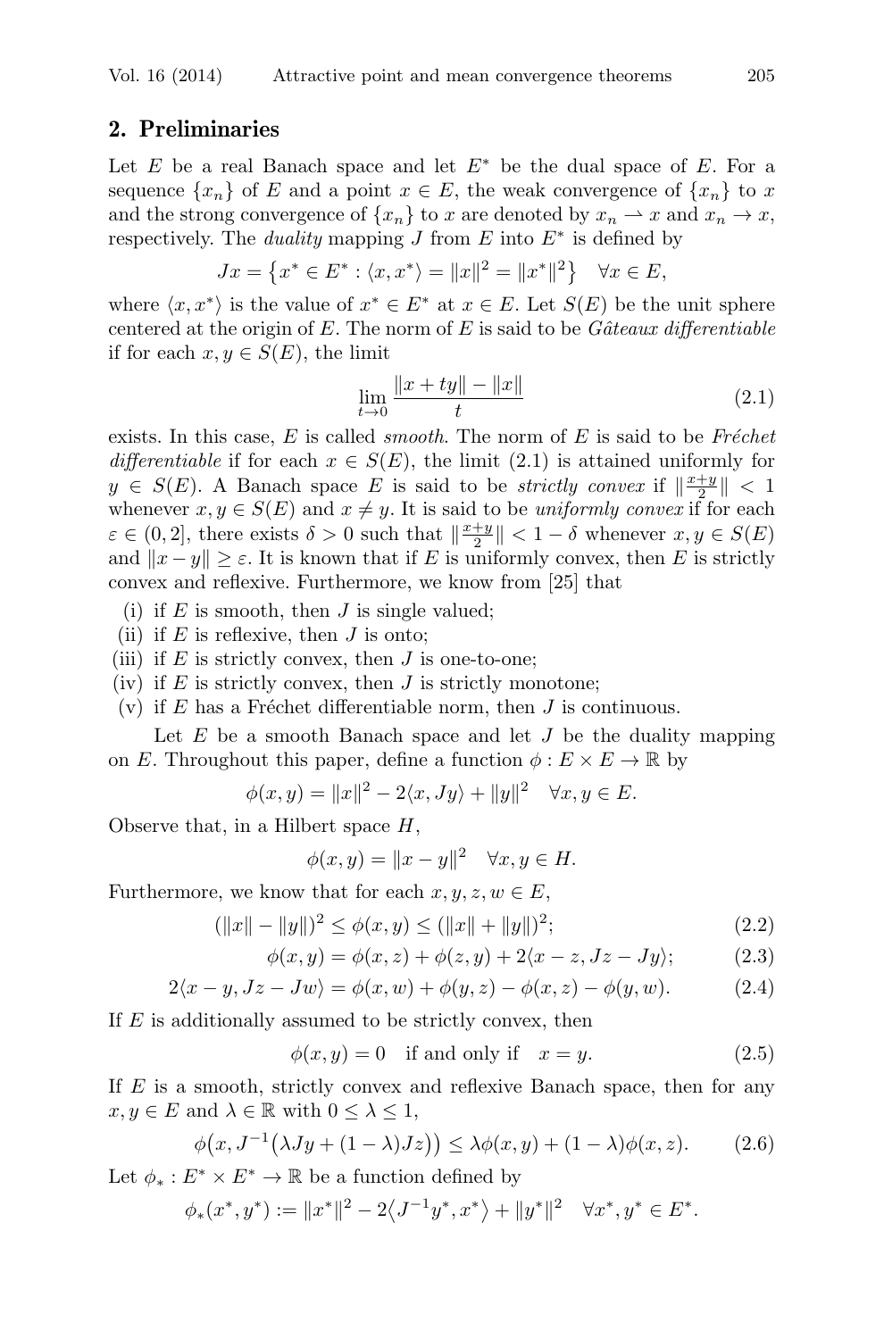## 2. Preliminaries

Let $E$ be a real Banach space and let $E^*$ be the dual space of $E$. For a sequence $\{x_n\}$ of $E$ and a point $x \in E$, the weak convergence of $\{x_n\}$ to $x$ and the strong convergence of $\{x_n\}$ to $x$ are denoted by $x_n \rightharpoonup x$ and $x_n \to x$, respectively. The *duality* mapping $J$ from $E$ into $E^*$ is defined by

$$Jx = \{x^* \in E^* : \langle x, x^* \rangle = \|x\|^2 = \|x^*\|^2\} \quad \forall x \in E,$$

where $\langle x, x^* \rangle$ is the value of $x^* \in E^*$ at $x \in E$. Let $S(E)$ be the unit sphere centered at the origin of $E$. The norm of $E$ is said to be *Gâteaux differentiable* if for each $x, y \in S(E)$, the limit

$$\lim_{t \to 0} \frac{\|x + ty\| - \|x\|}{t} \tag{2.1}$$

exists. In this case, $E$ is called *smooth*. The norm of $E$ is said to be *Fréchet differentiable* if for each $x \in S(E)$, the limit (2.1) is attained uniformly for $y \in S(E)$. A Banach space $E$ is said to be *strictly convex* if $\|\frac{x+y}{2}\| < 1$ whenever $x, y \in S(E)$ and $x \neq y$. It is said to be *uniformly convex* if for each $\varepsilon \in (0, 2]$, there exists $\delta > 0$ such that $\|\frac{x+y}{2}\| < 1 - \delta$ whenever $x, y \in S(E)$ and $\|x - y\| \geq \varepsilon$. It is known that if $E$ is uniformly convex, then $E$ is strictly convex and reflexive. Furthermore, we know from [25] that

(i) if $E$ is smooth, then $J$ is single valued;
(ii) if $E$ is reflexive, then $J$ is onto;
(iii) if $E$ is strictly convex, then $J$ is one-to-one;
(iv) if $E$ is strictly convex, then $J$ is strictly monotone;
(v) if $E$ has a Fréchet differentiable norm, then $J$ is continuous.

Let $E$ be a smooth Banach space and let $J$ be the duality mapping on $E$. Throughout this paper, define a function $\phi : E \times E \to \mathbb{R}$ by

$$\phi(x, y) = \|x\|^2 - 2\langle x, Jy \rangle + \|y\|^2 \quad \forall x, y \in E.$$

Observe that, in a Hilbert space $H$,

$$\phi(x, y) = \|x - y\|^2 \quad \forall x, y \in H.$$

Furthermore, we know that for each $x, y, z, w \in E$,

$$(\|x\| - \|y\|)^2 \leq \phi(x, y) \leq (\|x\| + \|y\|)^2; \tag{2.2}$$

$$\phi(x, y) = \phi(x, z) + \phi(z, y) + 2\langle x - z, Jz - Jy \rangle; \tag{2.3}$$

$$2\langle x - y, Jz - Jw \rangle = \phi(x, w) + \phi(y, z) - \phi(x, z) - \phi(y, w). \tag{2.4}$$

If $E$ is additionally assumed to be strictly convex, then

$$\phi(x, y) = 0 \quad \text{if and only if} \quad x = y. \tag{2.5}$$

If $E$ is a smooth, strictly convex and reflexive Banach space, then for any $x, y \in E$ and $\lambda \in \mathbb{R}$ with $0 \leq \lambda \leq 1$,

$$\phi\big(x, J^{-1}\big(\lambda Jy + (1 - \lambda)Jz\big)\big) \leq \lambda\phi(x, y) + (1 - \lambda)\phi(x, z). \tag{2.6}$$

Let $\phi_* : E^* \times E^* \to \mathbb{R}$ be a function defined by

$$\phi_*(x^*, y^*) := \|x^*\|^2 - 2\langle J^{-1}y^*, x^* \rangle + \|y^*\|^2 \quad \forall x^*, y^* \in E^*.$$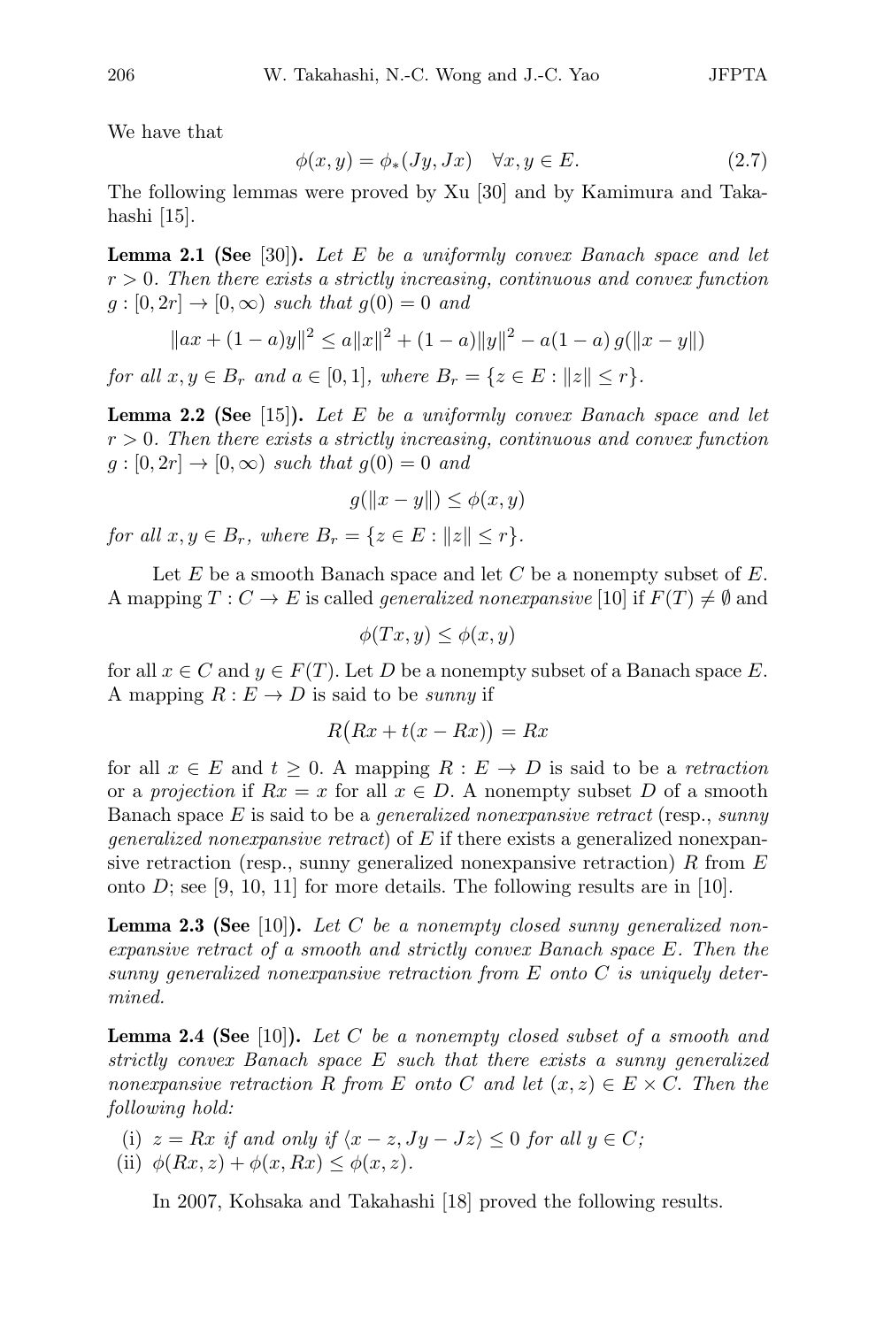We have that

$$\phi(x,y) = \phi_*(Jy, Jx) \quad \forall x, y \in E. \tag{2.7}$$

The following lemmas were proved by Xu [30] and by Kamimura and Takahashi [15].

**Lemma 2.1 (See [30]).** *Let $E$ be a uniformly convex Banach space and let $r > 0$. Then there exists a strictly increasing, continuous and convex function $g : [0, 2r] \to [0, \infty)$ such that $g(0) = 0$ and*

$$\|ax + (1-a)y\|^2 \leq a\|x\|^2 + (1-a)\|y\|^2 - a(1-a)\, g(\|x - y\|)$$

*for all $x, y \in B_r$ and $a \in [0, 1]$, where $B_r = \{z \in E : \|z\| \leq r\}$.*

**Lemma 2.2 (See [15]).** *Let $E$ be a uniformly convex Banach space and let $r > 0$. Then there exists a strictly increasing, continuous and convex function $g : [0, 2r] \to [0, \infty)$ such that $g(0) = 0$ and*

$$g(\|x - y\|) \leq \phi(x, y)$$

*for all $x, y \in B_r$, where $B_r = \{z \in E : \|z\| \leq r\}$.*

Let $E$ be a smooth Banach space and let $C$ be a nonempty subset of $E$. A mapping $T : C \to E$ is called *generalized nonexpansive* [10] if $F(T) \neq \emptyset$ and

$$\phi(Tx, y) \leq \phi(x, y)$$

for all $x \in C$ and $y \in F(T)$. Let $D$ be a nonempty subset of a Banach space $E$. A mapping $R : E \to D$ is said to be *sunny* if

$$R\big(Rx + t(x - Rx)\big) = Rx$$

for all $x \in E$ and $t \geq 0$. A mapping $R : E \to D$ is said to be a *retraction* or a *projection* if $Rx = x$ for all $x \in D$. A nonempty subset $D$ of a smooth Banach space $E$ is said to be a *generalized nonexpansive retract* (resp., *sunny generalized nonexpansive retract*) of $E$ if there exists a generalized nonexpansive retraction (resp., sunny generalized nonexpansive retraction) $R$ from $E$ onto $D$; see [9, 10, 11] for more details. The following results are in [10].

**Lemma 2.3 (See [10]).** *Let $C$ be a nonempty closed sunny generalized nonexpansive retract of a smooth and strictly convex Banach space $E$. Then the sunny generalized nonexpansive retraction from $E$ onto $C$ is uniquely determined.*

**Lemma 2.4 (See [10]).** *Let $C$ be a nonempty closed subset of a smooth and strictly convex Banach space $E$ such that there exists a sunny generalized nonexpansive retraction $R$ from $E$ onto $C$ and let $(x, z) \in E \times C$. Then the following hold:*

- (i) *$z = Rx$ if and only if $\langle x - z, Jy - Jz \rangle \leq 0$ for all $y \in C$;*
- (ii) *$\phi(Rx, z) + \phi(x, Rx) \leq \phi(x, z)$.*

In 2007, Kohsaka and Takahashi [18] proved the following results.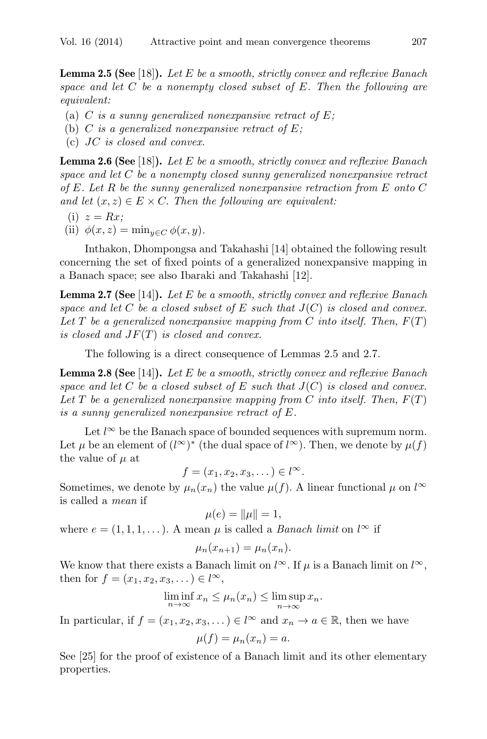**Lemma 2.5 (See** [18]**).** *Let $E$ be a smooth, strictly convex and reflexive Banach space and let $C$ be a nonempty closed subset of $E$. Then the following are equivalent:*

(a) *$C$ is a sunny generalized nonexpansive retract of $E$;*

(b) *$C$ is a generalized nonexpansive retract of $E$;*

(c) *$JC$ is closed and convex.*

**Lemma 2.6 (See** [18]**).** *Let $E$ be a smooth, strictly convex and reflexive Banach space and let $C$ be a nonempty closed sunny generalized nonexpansive retract of $E$. Let $R$ be the sunny generalized nonexpansive retraction from $E$ onto $C$ and let $(x, z) \in E \times C$. Then the following are equivalent:*

(i) *$z = Rx$;*

(ii) *$\phi(x, z) = \min_{y \in C} \phi(x, y)$.*

Inthakon, Dhompongsa and Takahashi [14] obtained the following result concerning the set of fixed points of a generalized nonexpansive mapping in a Banach space; see also Ibaraki and Takahashi [12].

**Lemma 2.7 (See** [14]**).** *Let $E$ be a smooth, strictly convex and reflexive Banach space and let $C$ be a closed subset of $E$ such that $J(C)$ is closed and convex. Let $T$ be a generalized nonexpansive mapping from $C$ into itself. Then, $F(T)$ is closed and $JF(T)$ is closed and convex.*

The following is a direct consequence of Lemmas 2.5 and 2.7.

**Lemma 2.8 (See** [14]**).** *Let $E$ be a smooth, strictly convex and reflexive Banach space and let $C$ be a closed subset of $E$ such that $J(C)$ is closed and convex. Let $T$ be a generalized nonexpansive mapping from $C$ into itself. Then, $F(T)$ is a sunny generalized nonexpansive retract of $E$.*

Let $l^\infty$ be the Banach space of bounded sequences with supremum norm. Let $\mu$ be an element of $(l^\infty)^*$ (the dual space of $l^\infty$). Then, we denote by $\mu(f)$ the value of $\mu$ at

$$f = (x_1, x_2, x_3, \dots) \in l^\infty.$$

Sometimes, we denote by $\mu_n(x_n)$ the value $\mu(f)$. A linear functional $\mu$ on $l^\infty$ is called a *mean* if

$$\mu(e) = \|\mu\| = 1,$$

where $e = (1, 1, 1, \dots)$. A mean $\mu$ is called a *Banach limit* on $l^\infty$ if

$$\mu_n(x_{n+1}) = \mu_n(x_n).$$

We know that there exists a Banach limit on $l^\infty$. If $\mu$ is a Banach limit on $l^\infty$, then for $f = (x_1, x_2, x_3, \dots) \in l^\infty$,

$$\liminf_{n\to\infty} x_n \le \mu_n(x_n) \le \limsup_{n\to\infty} x_n.$$

In particular, if $f = (x_1, x_2, x_3, \dots) \in l^\infty$ and $x_n \to a \in \mathbb{R}$, then we have

$$\mu(f) = \mu_n(x_n) = a.$$

See [25] for the proof of existence of a Banach limit and its other elementary properties.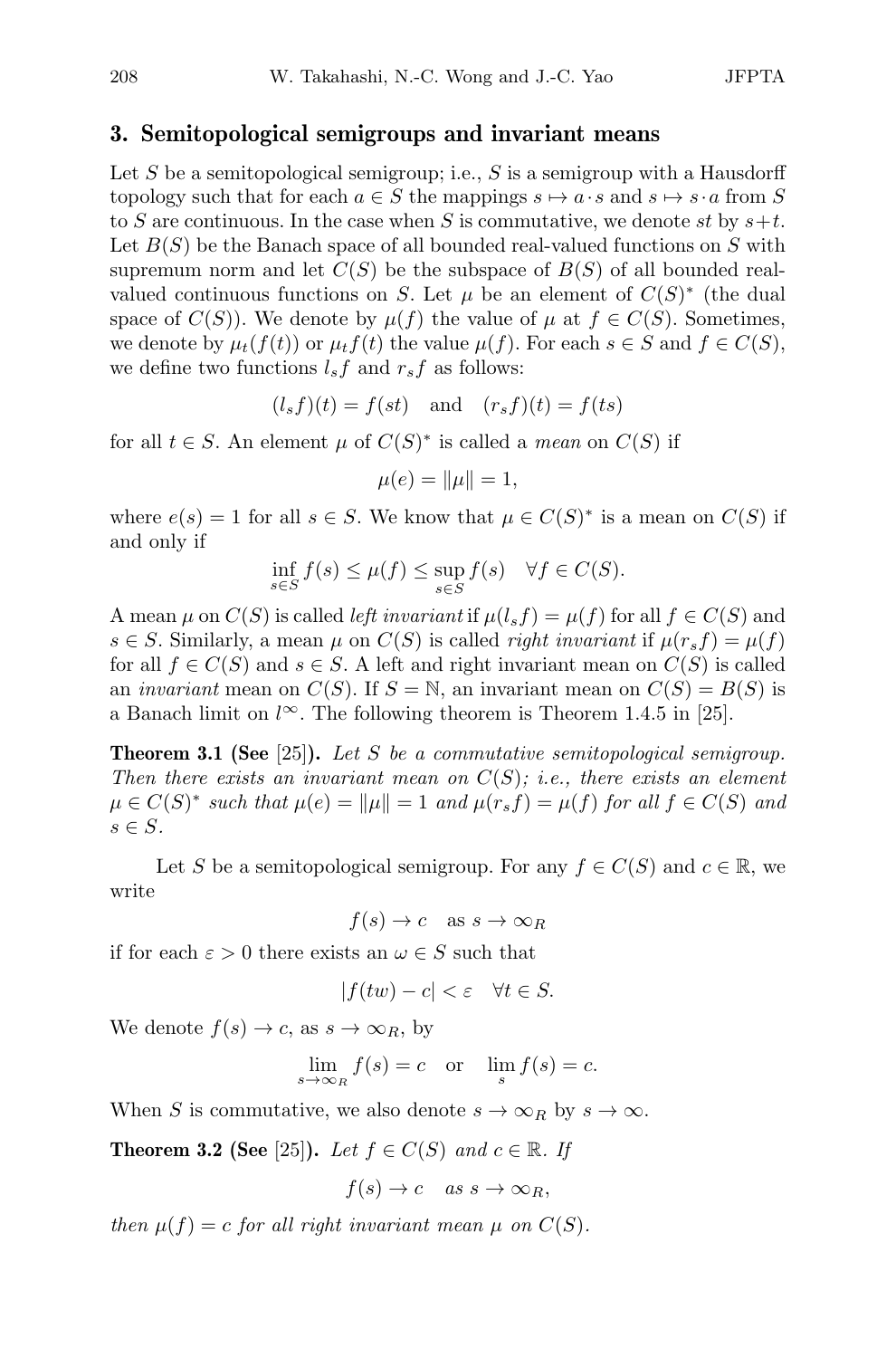## 3. Semitopological semigroups and invariant means

Let $S$ be a semitopological semigroup; i.e., $S$ is a semigroup with a Hausdorff topology such that for each $a \in S$ the mappings $s \mapsto a \cdot s$ and $s \mapsto s \cdot a$ from $S$ to $S$ are continuous. In the case when $S$ is commutative, we denote $st$ by $s+t$. Let $B(S)$ be the Banach space of all bounded real-valued functions on $S$ with supremum norm and let $C(S)$ be the subspace of $B(S)$ of all bounded real-valued continuous functions on $S$. Let $\mu$ be an element of $C(S)^*$ (the dual space of $C(S)$). We denote by $\mu(f)$ the value of $\mu$ at $f \in C(S)$. Sometimes, we denote by $\mu_t(f(t))$ or $\mu_t f(t)$ the value $\mu(f)$. For each $s \in S$ and $f \in C(S)$, we define two functions $l_s f$ and $r_s f$ as follows:

$$(l_s f)(t) = f(st) \quad \text{and} \quad (r_s f)(t) = f(ts)$$

for all $t \in S$. An element $\mu$ of $C(S)^*$ is called a *mean* on $C(S)$ if

$$\mu(e) = \|\mu\| = 1,$$

where $e(s) = 1$ for all $s \in S$. We know that $\mu \in C(S)^*$ is a mean on $C(S)$ if and only if

$$\inf_{s \in S} f(s) \leq \mu(f) \leq \sup_{s \in S} f(s) \quad \forall f \in C(S).$$

A mean $\mu$ on $C(S)$ is called *left invariant* if $\mu(l_s f) = \mu(f)$ for all $f \in C(S)$ and $s \in S$. Similarly, a mean $\mu$ on $C(S)$ is called *right invariant* if $\mu(r_s f) = \mu(f)$ for all $f \in C(S)$ and $s \in S$. A left and right invariant mean on $C(S)$ is called an *invariant* mean on $C(S)$. If $S = \mathbb{N}$, an invariant mean on $C(S) = B(S)$ is a Banach limit on $l^\infty$. The following theorem is Theorem 1.4.5 in [25].

**Theorem 3.1 (See** [25]**).** *Let $S$ be a commutative semitopological semigroup. Then there exists an invariant mean on $C(S)$; i.e., there exists an element $\mu \in C(S)^*$ such that $\mu(e) = \|\mu\| = 1$ and $\mu(r_s f) = \mu(f)$ for all $f \in C(S)$ and $s \in S$.*

Let $S$ be a semitopological semigroup. For any $f \in C(S)$ and $c \in \mathbb{R}$, we write

$$f(s) \to c \quad \text{as } s \to \infty_R$$

if for each $\varepsilon > 0$ there exists an $\omega \in S$ such that

$$|f(t\omega) - c| < \varepsilon \quad \forall t \in S.$$

We denote $f(s) \to c$, as $s \to \infty_R$, by

$$\lim_{s \to \infty_R} f(s) = c \quad \text{or} \quad \lim_s f(s) = c.$$

When $S$ is commutative, we also denote $s \to \infty_R$ by $s \to \infty$.

**Theorem 3.2 (See** [25]**).** *Let $f \in C(S)$ and $c \in \mathbb{R}$. If*

$$f(s) \to c \quad \text{as } s \to \infty_R,$$

*then $\mu(f) = c$ for all right invariant mean $\mu$ on $C(S)$.*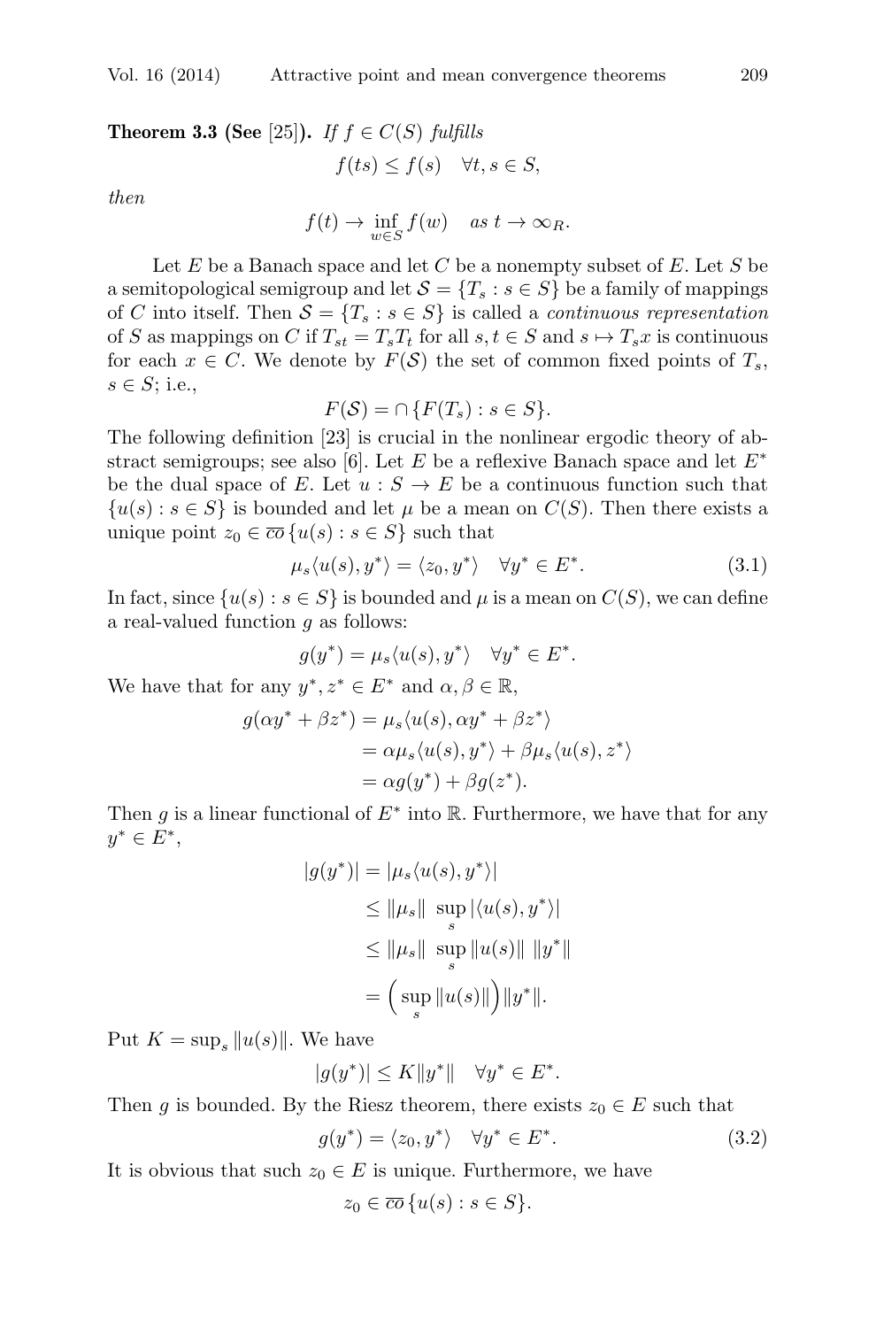**Theorem 3.3 (See** [25]**).** *If* $f \in C(S)$ *fulfills*

$$f(ts) \leq f(s) \quad \forall t, s \in S,$$

*then*

$$f(t) \to \inf_{w \in S} f(w) \quad \text{as } t \to \infty_R.$$

Let $E$ be a Banach space and let $C$ be a nonempty subset of $E$. Let $S$ be a semitopological semigroup and let $\mathcal{S} = \{T_s : s \in S\}$ be a family of mappings of $C$ into itself. Then $\mathcal{S} = \{T_s : s \in S\}$ is called a *continuous representation* of $S$ as mappings on $C$ if $T_{st} = T_s T_t$ for all $s, t \in S$ and $s \mapsto T_s x$ is continuous for each $x \in C$. We denote by $F(\mathcal{S})$ the set of common fixed points of $T_s$, $s \in S$; i.e.,

$$F(\mathcal{S}) = \cap \{F(T_s) : s \in S\}.$$

The following definition [23] is crucial in the nonlinear ergodic theory of abstract semigroups; see also [6]. Let $E$ be a reflexive Banach space and let $E^*$ be the dual space of $E$. Let $u : S \to E$ be a continuous function such that $\{u(s) : s \in S\}$ is bounded and let $\mu$ be a mean on $C(S)$. Then there exists a unique point $z_0 \in \overline{co}\{u(s) : s \in S\}$ such that

$$\mu_s \langle u(s), y^* \rangle = \langle z_0, y^* \rangle \quad \forall y^* \in E^*. \tag{3.1}$$

In fact, since $\{u(s) : s \in S\}$ is bounded and $\mu$ is a mean on $C(S)$, we can define a real-valued function $g$ as follows:

$$g(y^*) = \mu_s \langle u(s), y^* \rangle \quad \forall y^* \in E^*.$$

We have that for any $y^*, z^* \in E^*$ and $\alpha, \beta \in \mathbb{R}$,

$$\begin{aligned} g(\alpha y^* + \beta z^*) &= \mu_s \langle u(s), \alpha y^* + \beta z^* \rangle \\ &= \alpha \mu_s \langle u(s), y^* \rangle + \beta \mu_s \langle u(s), z^* \rangle \\ &= \alpha g(y^*) + \beta g(z^*). \end{aligned}$$

Then $g$ is a linear functional of $E^*$ into $\mathbb{R}$. Furthermore, we have that for any $y^* \in E^*$,

$$\begin{aligned} |g(y^*)| &= |\mu_s \langle u(s), y^* \rangle| \\ &\leq \|\mu_s\| \sup_s |\langle u(s), y^* \rangle| \\ &\leq \|\mu_s\| \sup_s \|u(s)\| \, \|y^*\| \\ &= \Big( \sup_s \|u(s)\| \Big) \|y^*\|. \end{aligned}$$

Put $K = \sup_s \|u(s)\|$. We have

$$|g(y^*)| \leq K \|y^*\| \quad \forall y^* \in E^*.$$

Then $g$ is bounded. By the Riesz theorem, there exists $z_0 \in E$ such that

$$g(y^*) = \langle z_0, y^* \rangle \quad \forall y^* \in E^*. \tag{3.2}$$

It is obvious that such $z_0 \in E$ is unique. Furthermore, we have

$$z_0 \in \overline{co}\{u(s) : s \in S\}.$$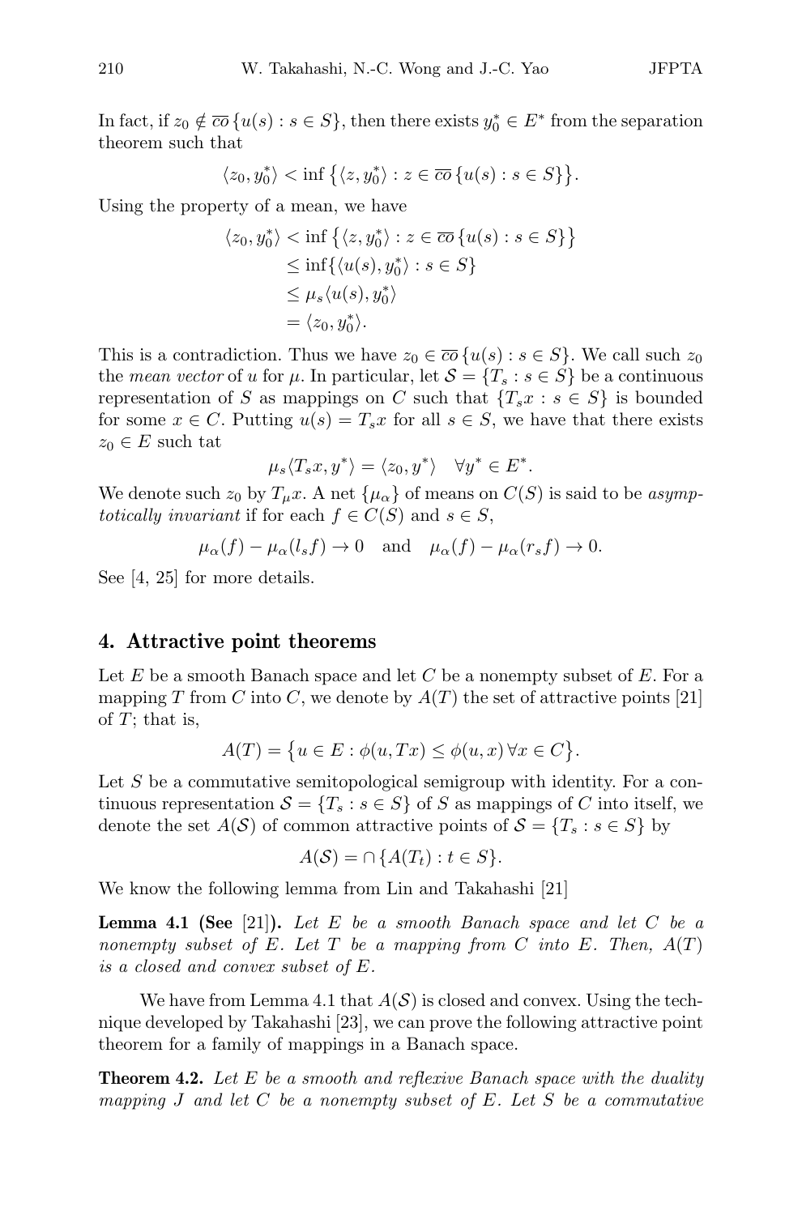In fact, if $z_0 \notin \overline{co}\{u(s) : s \in S\}$, then there exists $y_0^* \in E^*$ from the separation theorem such that

$$\langle z_0, y_0^* \rangle < \inf\big\{\langle z, y_0^* \rangle : z \in \overline{co}\{u(s) : s \in S\}\big\}.$$

Using the property of a mean, we have

$$\begin{aligned}
\langle z_0, y_0^* \rangle &< \inf\big\{\langle z, y_0^* \rangle : z \in \overline{co}\{u(s) : s \in S\}\big\} \\
&\leq \inf\{\langle u(s), y_0^* \rangle : s \in S\} \\
&\leq \mu_s \langle u(s), y_0^* \rangle \\
&= \langle z_0, y_0^* \rangle.
\end{aligned}$$

This is a contradiction. Thus we have $z_0 \in \overline{co}\{u(s) : s \in S\}$. We call such $z_0$ the *mean vector* of $u$ for $\mu$. In particular, let $\mathcal{S} = \{T_s : s \in S\}$ be a continuous representation of $S$ as mappings on $C$ such that $\{T_s x : s \in S\}$ is bounded for some $x \in C$. Putting $u(s) = T_s x$ for all $s \in S$, we have that there exists $z_0 \in E$ such tat

$$\mu_s \langle T_s x, y^* \rangle = \langle z_0, y^* \rangle \quad \forall y^* \in E^*.$$

We denote such $z_0$ by $T_\mu x$. A net $\{\mu_\alpha\}$ of means on $C(S)$ is said to be *asymptotically invariant* if for each $f \in C(S)$ and $s \in S$,

$$\mu_\alpha(f) - \mu_\alpha(l_s f) \to 0 \quad \text{and} \quad \mu_\alpha(f) - \mu_\alpha(r_s f) \to 0.$$

See [4, 25] for more details.

## 4. Attractive point theorems

Let $E$ be a smooth Banach space and let $C$ be a nonempty subset of $E$. For a mapping $T$ from $C$ into $C$, we denote by $A(T)$ the set of attractive points [21] of $T$; that is,

$$A(T) = \big\{u \in E : \phi(u, Tx) \leq \phi(u, x)\, \forall x \in C\big\}.$$

Let $S$ be a commutative semitopological semigroup with identity. For a continuous representation $\mathcal{S} = \{T_s : s \in S\}$ of $S$ as mappings of $C$ into itself, we denote the set $A(\mathcal{S})$ of common attractive points of $\mathcal{S} = \{T_s : s \in S\}$ by

$$A(\mathcal{S}) = \cap\{A(T_t) : t \in S\}.$$

We know the following lemma from Lin and Takahashi [21]

**Lemma 4.1 (See [21]).** *Let $E$ be a smooth Banach space and let $C$ be a nonempty subset of $E$. Let $T$ be a mapping from $C$ into $E$. Then, $A(T)$ is a closed and convex subset of $E$.*

We have from Lemma 4.1 that $A(\mathcal{S})$ is closed and convex. Using the technique developed by Takahashi [23], we can prove the following attractive point theorem for a family of mappings in a Banach space.

**Theorem 4.2.** *Let $E$ be a smooth and reflexive Banach space with the duality mapping $J$ and let $C$ be a nonempty subset of $E$. Let $S$ be a commutative*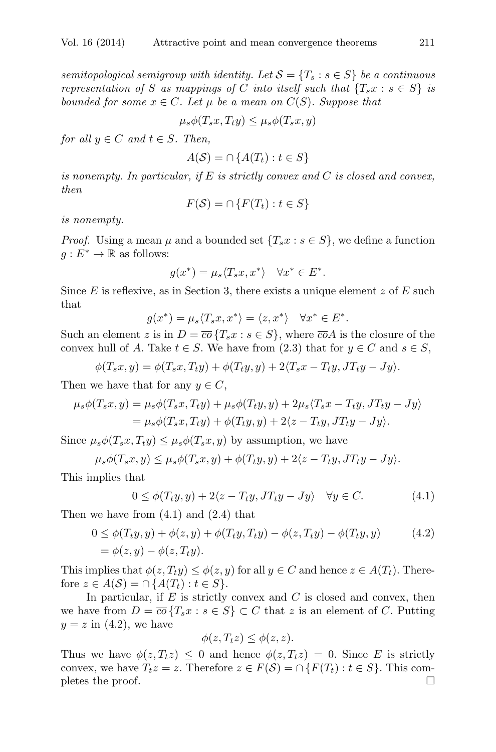*semitopological semigroup with identity. Let $\mathcal{S} = \{T_s : s \in S\}$ be a continuous representation of $S$ as mappings of $C$ into itself such that $\{T_s x : s \in S\}$ is bounded for some $x \in C$. Let $\mu$ be a mean on $C(S)$. Suppose that*

$$\mu_s \phi(T_s x, T_t y) \leq \mu_s \phi(T_s x, y)$$

*for all $y \in C$ and $t \in S$. Then,*

$$A(\mathcal{S}) = \cap \{A(T_t) : t \in S\}$$

*is nonempty. In particular, if $E$ is strictly convex and $C$ is closed and convex, then*

$$F(\mathcal{S}) = \cap \{F(T_t) : t \in S\}$$

*is nonempty.*

*Proof.* Using a mean $\mu$ and a bounded set $\{T_s x : s \in S\}$, we define a function $g : E^* \to \mathbb{R}$ as follows:

$$g(x^*) = \mu_s \langle T_s x, x^* \rangle \quad \forall x^* \in E^*.$$

Since $E$ is reflexive, as in Section 3, there exists a unique element $z$ of $E$ such that

$$g(x^*) = \mu_s \langle T_s x, x^* \rangle = \langle z, x^* \rangle \quad \forall x^* \in E^*.$$

Such an element $z$ is in $D = \overline{co}\{T_s x : s \in S\}$, where $\overline{co}A$ is the closure of the convex hull of $A$. Take $t \in S$. We have from (2.3) that for $y \in C$ and $s \in S$,

$$\phi(T_s x, y) = \phi(T_s x, T_t y) + \phi(T_t y, y) + 2\langle T_s x - T_t y, JT_t y - Jy \rangle.$$

Then we have that for any $y \in C$,

$$\begin{aligned}
\mu_s \phi(T_s x, y) &= \mu_s \phi(T_s x, T_t y) + \mu_s \phi(T_t y, y) + 2\mu_s \langle T_s x - T_t y, JT_t y - Jy \rangle \\
&= \mu_s \phi(T_s x, T_t y) + \phi(T_t y, y) + 2\langle z - T_t y, JT_t y - Jy \rangle.
\end{aligned}$$

Since $\mu_s \phi(T_s x, T_t y) \leq \mu_s \phi(T_s x, y)$ by assumption, we have

$$\mu_s \phi(T_s x, y) \leq \mu_s \phi(T_s x, y) + \phi(T_t y, y) + 2\langle z - T_t y, JT_t y - Jy \rangle.$$

This implies that

$$0 \leq \phi(T_t y, y) + 2\langle z - T_t y, JT_t y - Jy \rangle \quad \forall y \in C. \tag{4.1}$$

Then we have from (4.1) and (2.4) that

$$\begin{aligned}
0 &\leq \phi(T_t y, y) + \phi(z, y) + \phi(T_t y, T_t y) - \phi(z, T_t y) - \phi(T_t y, y) \qquad (4.2)\\
&= \phi(z, y) - \phi(z, T_t y).
\end{aligned}$$

This implies that $\phi(z, T_t y) \leq \phi(z, y)$ for all $y \in C$ and hence $z \in A(T_t)$. Therefore $z \in A(\mathcal{S}) = \cap \{A(T_t) : t \in S\}$.

In particular, if $E$ is strictly convex and $C$ is closed and convex, then we have from $D = \overline{co}\{T_s x : s \in S\} \subset C$ that $z$ is an element of $C$. Putting $y = z$ in (4.2), we have

$$\phi(z, T_t z) \leq \phi(z, z).$$

Thus we have $\phi(z, T_t z) \leq 0$ and hence $\phi(z, T_t z) = 0$. Since $E$ is strictly convex, we have $T_t z = z$. Therefore $z \in F(\mathcal{S}) = \cap \{F(T_t) : t \in S\}$. This completes the proof. $\square$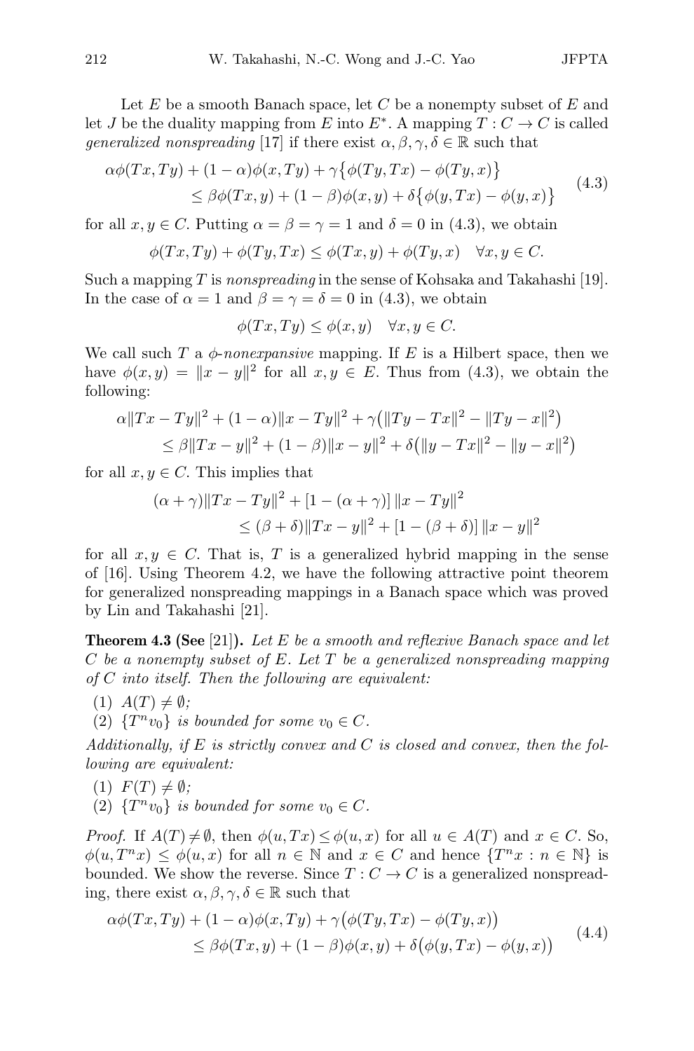Let $E$ be a smooth Banach space, let $C$ be a nonempty subset of $E$ and let $J$ be the duality mapping from $E$ into $E^*$. A mapping $T : C \to C$ is called *generalized nonspreading* [17] if there exist $\alpha, \beta, \gamma, \delta \in \mathbb{R}$ such that

$$
\begin{aligned}
\alpha\phi(Tx, Ty) + (1 - \alpha)\phi(x, Ty) + \gamma\{\phi(Ty, Tx) - \phi(Ty, x)\} \\
\leq \beta\phi(Tx, y) + (1 - \beta)\phi(x, y) + \delta\{\phi(y, Tx) - \phi(y, x)\}
\end{aligned} \tag{4.3}
$$

for all $x, y \in C$. Putting $\alpha = \beta = \gamma = 1$ and $\delta = 0$ in (4.3), we obtain

$$
\phi(Tx, Ty) + \phi(Ty, Tx) \leq \phi(Tx, y) + \phi(Ty, x) \quad \forall x, y \in C.
$$

Such a mapping $T$ is *nonspreading* in the sense of Kohsaka and Takahashi [19]. In the case of $\alpha = 1$ and $\beta = \gamma = \delta = 0$ in (4.3), we obtain

$$
\phi(Tx, Ty) \leq \phi(x, y) \quad \forall x, y \in C.
$$

We call such $T$ a *$\phi$-nonexpansive* mapping. If $E$ is a Hilbert space, then we have $\phi(x, y) = \|x - y\|^2$ for all $x, y \in E$. Thus from (4.3), we obtain the following:

$$
\begin{aligned}
\alpha\|Tx - Ty\|^2 + (1 - \alpha)\|x - Ty\|^2 + \gamma\big(\|Ty - Tx\|^2 - \|Ty - x\|^2\big) \\
\leq \beta\|Tx - y\|^2 + (1 - \beta)\|x - y\|^2 + \delta\big(\|y - Tx\|^2 - \|y - x\|^2\big)
\end{aligned}
$$

for all $x, y \in C$. This implies that

$$
\begin{aligned}
(\alpha + \gamma)\|Tx - Ty\|^2 + [1 - (\alpha + \gamma)]\,\|x - Ty\|^2 \\
\leq (\beta + \delta)\|Tx - y\|^2 + [1 - (\beta + \delta)]\,\|x - y\|^2
\end{aligned}
$$

for all $x, y \in C$. That is, $T$ is a generalized hybrid mapping in the sense of [16]. Using Theorem 4.2, we have the following attractive point theorem for generalized nonspreading mappings in a Banach space which was proved by Lin and Takahashi [21].

**Theorem 4.3 (See [21]).** *Let $E$ be a smooth and reflexive Banach space and let $C$ be a nonempty subset of $E$. Let $T$ be a generalized nonspreading mapping of $C$ into itself. Then the following are equivalent:*

(1) $A(T) \neq \emptyset$;
(2) $\{T^n v_0\}$ *is bounded for some* $v_0 \in C$.

*Additionally, if $E$ is strictly convex and $C$ is closed and convex, then the following are equivalent:*

(1) $F(T) \neq \emptyset$;
(2) $\{T^n v_0\}$ *is bounded for some* $v_0 \in C$.

*Proof.* If $A(T) \neq \emptyset$, then $\phi(u, Tx) \leq \phi(u, x)$ for all $u \in A(T)$ and $x \in C$. So, $\phi(u, T^n x) \leq \phi(u, x)$ for all $n \in \mathbb{N}$ and $x \in C$ and hence $\{T^n x : n \in \mathbb{N}\}$ is bounded. We show the reverse. Since $T : C \to C$ is a generalized nonspreading, there exist $\alpha, \beta, \gamma, \delta \in \mathbb{R}$ such that

$$
\begin{aligned}
\alpha\phi(Tx, Ty) + (1 - \alpha)\phi(x, Ty) + \gamma\big(\phi(Ty, Tx) - \phi(Ty, x)\big) \\
\leq \beta\phi(Tx, y) + (1 - \beta)\phi(x, y) + \delta\big(\phi(y, Tx) - \phi(y, x)\big)
\end{aligned} \tag{4.4}
$$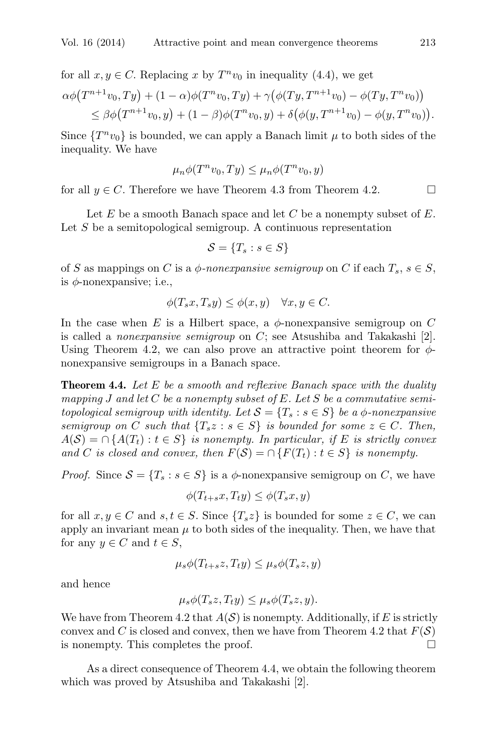for all $x, y \in C$. Replacing $x$ by $T^n v_0$ in inequality (4.4), we get

$$\alpha\phi\big(T^{n+1}v_0, Ty\big) + (1-\alpha)\phi(T^n v_0, Ty) + \gamma\big(\phi(Ty, T^{n+1}v_0) - \phi(Ty, T^n v_0)\big)$$
$$\leq \beta\phi\big(T^{n+1}v_0, y\big) + (1-\beta)\phi(T^n v_0, y) + \delta\big(\phi(y, T^{n+1}v_0) - \phi(y, T^n v_0)\big).$$

Since $\{T^n v_0\}$ is bounded, we can apply a Banach limit $\mu$ to both sides of the inequality. We have

$$\mu_n \phi(T^n v_0, Ty) \leq \mu_n \phi(T^n v_0, y)$$

for all $y \in C$. Therefore we have Theorem 4.3 from Theorem 4.2. □

Let $E$ be a smooth Banach space and let $C$ be a nonempty subset of $E$. Let $S$ be a semitopological semigroup. A continuous representation

$$\mathcal{S} = \{T_s : s \in S\}$$

of $S$ as mappings on $C$ is a *$\phi$-nonexpansive semigroup* on $C$ if each $T_s$, $s \in S$, is $\phi$-nonexpansive; i.e.,

$$\phi(T_s x, T_s y) \leq \phi(x, y) \quad \forall x, y \in C.$$

In the case when $E$ is a Hilbert space, a $\phi$-nonexpansive semigroup on $C$ is called a *nonexpansive semigroup* on $C$; see Atsushiba and Takakashi [2]. Using Theorem 4.2, we can also prove an attractive point theorem for $\phi$-nonexpansive semigroups in a Banach space.

**Theorem 4.4.** *Let $E$ be a smooth and reflexive Banach space with the duality mapping $J$ and let $C$ be a nonempty subset of $E$. Let $S$ be a commutative semitopological semigroup with identity. Let $\mathcal{S} = \{T_s : s \in S\}$ be a $\phi$-nonexpansive semigroup on $C$ such that $\{T_s z : s \in S\}$ is bounded for some $z \in C$. Then, $A(\mathcal{S}) = \cap\{A(T_t) : t \in S\}$ is nonempty. In particular, if $E$ is strictly convex and $C$ is closed and convex, then $F(\mathcal{S}) = \cap\{F(T_t) : t \in S\}$ is nonempty.*

*Proof.* Since $\mathcal{S} = \{T_s : s \in S\}$ is a $\phi$-nonexpansive semigroup on $C$, we have

$$\phi(T_{t+s}x, T_t y) \leq \phi(T_s x, y)$$

for all $x, y \in C$ and $s, t \in S$. Since $\{T_s z\}$ is bounded for some $z \in C$, we can apply an invariant mean $\mu$ to both sides of the inequality. Then, we have that for any $y \in C$ and $t \in S$,

$$\mu_s \phi(T_{t+s}z, T_t y) \leq \mu_s \phi(T_s z, y)$$

and hence

$$\mu_s \phi(T_s z, T_t y) \leq \mu_s \phi(T_s z, y).$$

We have from Theorem 4.2 that $A(\mathcal{S})$ is nonempty. Additionally, if $E$ is strictly convex and $C$ is closed and convex, then we have from Theorem 4.2 that $F(\mathcal{S})$ is nonempty. This completes the proof. □

As a direct consequence of Theorem 4.4, we obtain the following theorem which was proved by Atsushiba and Takakashi [2].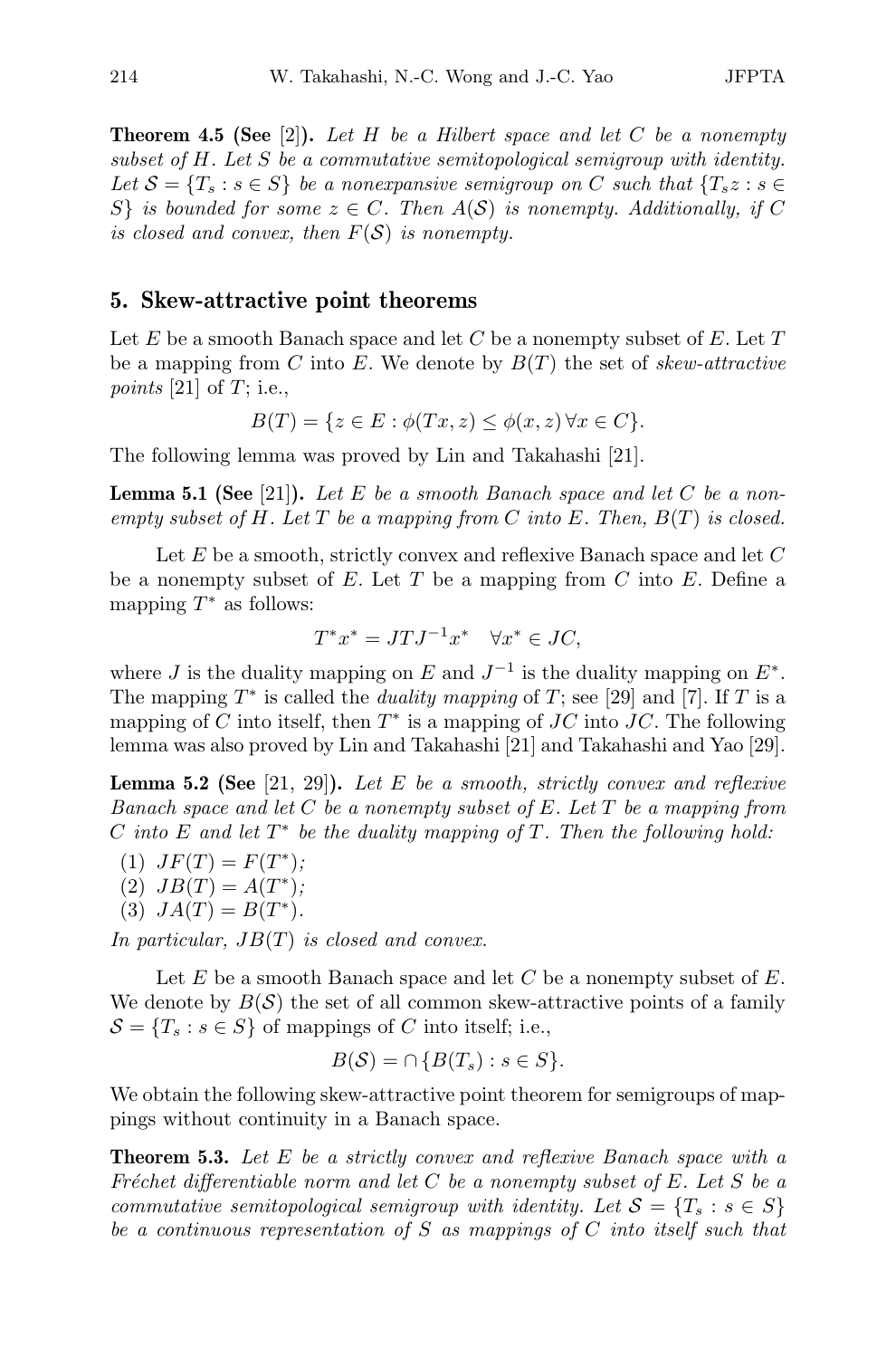**Theorem 4.5 (See** [2]**).** *Let $H$ be a Hilbert space and let $C$ be a nonempty subset of $H$. Let $S$ be a commutative semitopological semigroup with identity. Let $\mathcal{S} = \{T_s : s \in S\}$ be a nonexpansive semigroup on $C$ such that $\{T_s z : s \in S\}$ is bounded for some $z \in C$. Then $A(\mathcal{S})$ is nonempty. Additionally, if $C$ is closed and convex, then $F(\mathcal{S})$ is nonempty.*

## 5. Skew-attractive point theorems

Let $E$ be a smooth Banach space and let $C$ be a nonempty subset of $E$. Let $T$ be a mapping from $C$ into $E$. We denote by $B(T)$ the set of *skew-attractive points* [21] of $T$; i.e.,

$$B(T) = \{z \in E : \phi(Tx, z) \leq \phi(x, z) \, \forall x \in C\}.$$

The following lemma was proved by Lin and Takahashi [21].

**Lemma 5.1 (See** [21]**).** *Let $E$ be a smooth Banach space and let $C$ be a nonempty subset of $H$. Let $T$ be a mapping from $C$ into $E$. Then, $B(T)$ is closed.*

Let $E$ be a smooth, strictly convex and reflexive Banach space and let $C$ be a nonempty subset of $E$. Let $T$ be a mapping from $C$ into $E$. Define a mapping $T^*$ as follows:

$$T^* x^* = JTJ^{-1}x^* \quad \forall x^* \in JC,$$

where $J$ is the duality mapping on $E$ and $J^{-1}$ is the duality mapping on $E^*$. The mapping $T^*$ is called the *duality mapping* of $T$; see [29] and [7]. If $T$ is a mapping of $C$ into itself, then $T^*$ is a mapping of $JC$ into $JC$. The following lemma was also proved by Lin and Takahashi [21] and Takahashi and Yao [29].

**Lemma 5.2 (See** [21, 29]**).** *Let $E$ be a smooth, strictly convex and reflexive Banach space and let $C$ be a nonempty subset of $E$. Let $T$ be a mapping from $C$ into $E$ and let $T^*$ be the duality mapping of $T$. Then the following hold:*

1. *$JF(T) = F(T^*)$;*
2. *$JB(T) = A(T^*)$;*
3. *$JA(T) = B(T^*)$.*

*In particular, $JB(T)$ is closed and convex.*

Let $E$ be a smooth Banach space and let $C$ be a nonempty subset of $E$. We denote by $B(\mathcal{S})$ the set of all common skew-attractive points of a family $\mathcal{S} = \{T_s : s \in S\}$ of mappings of $C$ into itself; i.e.,

$$B(\mathcal{S}) = \cap \{B(T_s) : s \in S\}.$$

We obtain the following skew-attractive point theorem for semigroups of mappings without continuity in a Banach space.

**Theorem 5.3.** *Let $E$ be a strictly convex and reflexive Banach space with a Fréchet differentiable norm and let $C$ be a nonempty subset of $E$. Let $S$ be a commutative semitopological semigroup with identity. Let $\mathcal{S} = \{T_s : s \in S\}$ be a continuous representation of $S$ as mappings of $C$ into itself such that*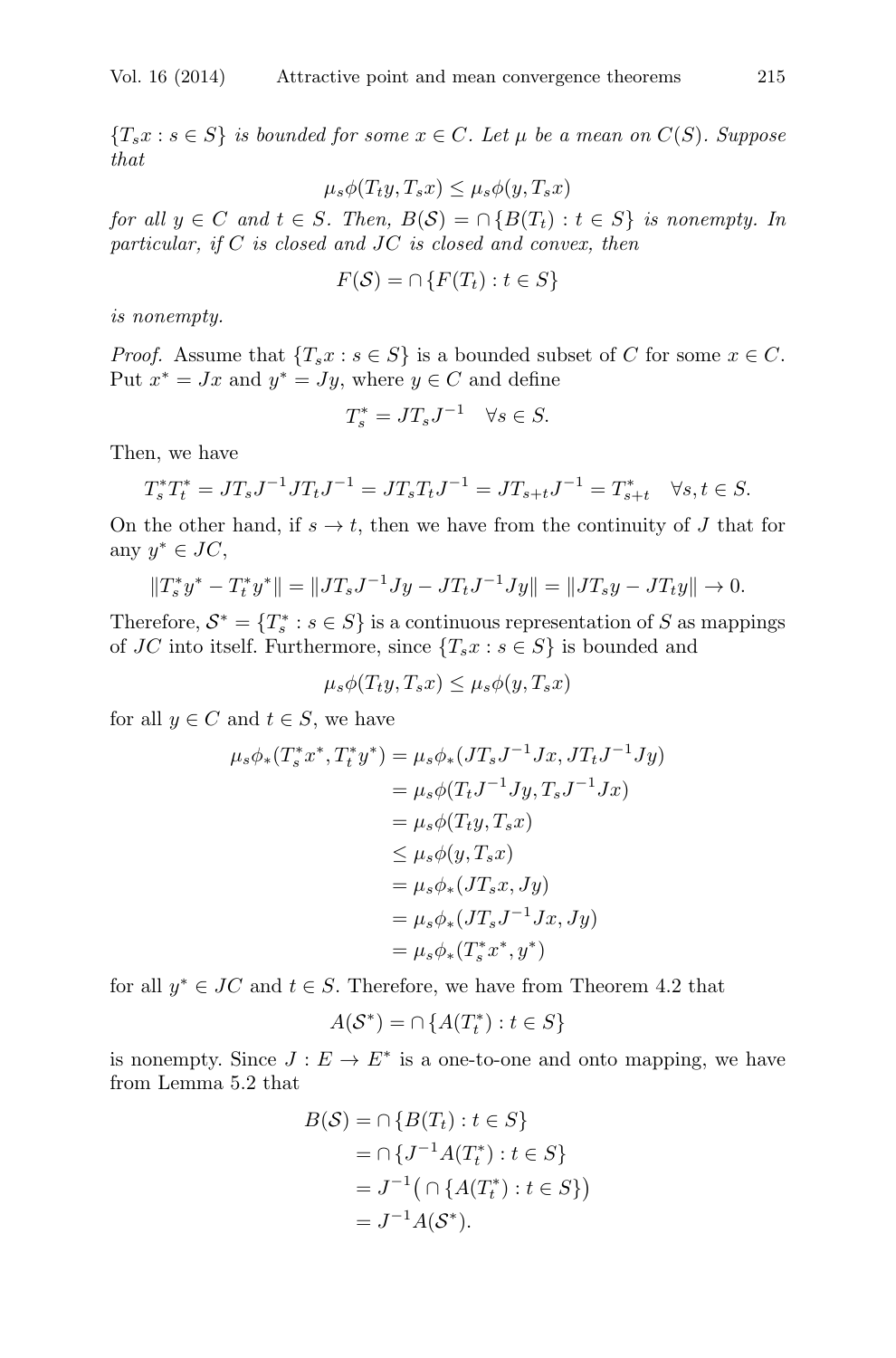*$\{T_s x : s \in S\}$ is bounded for some $x \in C$. Let $\mu$ be a mean on $C(S)$. Suppose that*

$$\mu_s \phi(T_t y, T_s x) \leq \mu_s \phi(y, T_s x)$$

*for all $y \in C$ and $t \in S$. Then, $B(\mathcal{S}) = \cap \{B(T_t) : t \in S\}$ is nonempty. In particular, if $C$ is closed and $JC$ is closed and convex, then*

$$F(\mathcal{S}) = \cap \{F(T_t) : t \in S\}$$

*is nonempty.*

*Proof.* Assume that $\{T_s x : s \in S\}$ is a bounded subset of $C$ for some $x \in C$. Put $x^* = Jx$ and $y^* = Jy$, where $y \in C$ and define

$$T_s^* = JT_s J^{-1} \quad \forall s \in S.$$

Then, we have

$$T_s^* T_t^* = JT_s J^{-1} JT_t J^{-1} = JT_s T_t J^{-1} = JT_{s+t} J^{-1} = T_{s+t}^* \quad \forall s, t \in S.$$

On the other hand, if $s \to t$, then we have from the continuity of $J$ that for any $y^* \in JC$,

$$\|T_s^* y^* - T_t^* y^*\| = \|JT_s J^{-1} Jy - JT_t J^{-1} Jy\| = \|JT_s y - JT_t y\| \to 0.$$

Therefore, $\mathcal{S}^* = \{T_s^* : s \in S\}$ is a continuous representation of $S$ as mappings of $JC$ into itself. Furthermore, since $\{T_s x : s \in S\}$ is bounded and

$$\mu_s \phi(T_t y, T_s x) \leq \mu_s \phi(y, T_s x)$$

for all $y \in C$ and $t \in S$, we have

$$\begin{aligned}
\mu_s \phi_*(T_s^* x^*, T_t^* y^*) &= \mu_s \phi_*(JT_s J^{-1} Jx, JT_t J^{-1} Jy) \\
&= \mu_s \phi(T_t J^{-1} Jy, T_s J^{-1} Jx) \\
&= \mu_s \phi(T_t y, T_s x) \\
&\leq \mu_s \phi(y, T_s x) \\
&= \mu_s \phi_*(JT_s x, Jy) \\
&= \mu_s \phi_*(JT_s J^{-1} Jx, Jy) \\
&= \mu_s \phi_*(T_s^* x^*, y^*)
\end{aligned}$$

for all $y^* \in JC$ and $t \in S$. Therefore, we have from Theorem 4.2 that

$$A(\mathcal{S}^*) = \cap \{A(T_t^*) : t \in S\}$$

is nonempty. Since $J : E \to E^*$ is a one-to-one and onto mapping, we have from Lemma 5.2 that

$$\begin{aligned}
B(\mathcal{S}) &= \cap \{B(T_t) : t \in S\} \\
&= \cap \{J^{-1} A(T_t^*) : t \in S\} \\
&= J^{-1}\big(\cap \{A(T_t^*) : t \in S\}\big) \\
&= J^{-1} A(\mathcal{S}^*).
\end{aligned}$$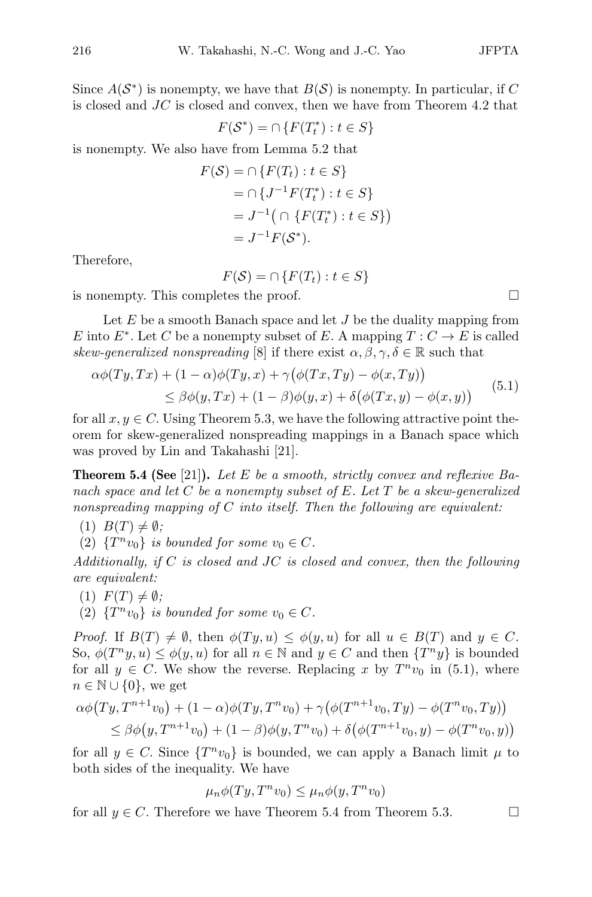Since $A(\mathcal{S}^*)$ is nonempty, we have that $B(\mathcal{S})$ is nonempty. In particular, if $C$ is closed and $JC$ is closed and convex, then we have from Theorem 4.2 that

$$F(\mathcal{S}^*) = \cap \{F(T_t^*) : t \in S\}$$

is nonempty. We also have from Lemma 5.2 that

$$\begin{aligned} F(\mathcal{S}) &= \cap \{F(T_t) : t \in S\} \\ &= \cap \{J^{-1}F(T_t^*) : t \in S\} \\ &= J^{-1}\big( \cap \{F(T_t^*) : t \in S\}\big) \\ &= J^{-1}F(\mathcal{S}^*). \end{aligned}$$

Therefore,

$$F(\mathcal{S}) = \cap \{F(T_t) : t \in S\}$$

is nonempty. This completes the proof. □

Let $E$ be a smooth Banach space and let $J$ be the duality mapping from $E$ into $E^*$. Let $C$ be a nonempty subset of $E$. A mapping $T : C \to E$ is called *skew-generalized nonspreading* [8] if there exist $\alpha, \beta, \gamma, \delta \in \mathbb{R}$ such that

$$\begin{aligned} &\alpha\phi(Ty, Tx) + (1-\alpha)\phi(Ty, x) + \gamma\big(\phi(Tx, Ty) - \phi(x, Ty)\big) \\ &\quad \le \beta\phi(y, Tx) + (1-\beta)\phi(y, x) + \delta\big(\phi(Tx, y) - \phi(x, y)\big) \end{aligned} \tag{5.1}$$

for all $x, y \in C$. Using Theorem 5.3, we have the following attractive point theorem for skew-generalized nonspreading mappings in a Banach space which was proved by Lin and Takahashi [21].

**Theorem 5.4 (See** [21]**).** *Let $E$ be a smooth, strictly convex and reflexive Banach space and let $C$ be a nonempty subset of $E$. Let $T$ be a skew-generalized nonspreading mapping of $C$ into itself. Then the following are equivalent:*

(1) $B(T) \neq \emptyset$;

(2) $\{T^n v_0\}$ *is bounded for some* $v_0 \in C$.

*Additionally, if $C$ is closed and $JC$ is closed and convex, then the following are equivalent:*

(1) $F(T) \neq \emptyset$;

(2) $\{T^n v_0\}$ *is bounded for some* $v_0 \in C$.

*Proof.* If $B(T) \neq \emptyset$, then $\phi(Ty, u) \le \phi(y, u)$ for all $u \in B(T)$ and $y \in C$. So, $\phi(T^n y, u) \le \phi(y, u)$ for all $n \in \mathbb{N}$ and $y \in C$ and then $\{T^n y\}$ is bounded for all $y \in C$. We show the reverse. Replacing $x$ by $T^n v_0$ in (5.1), where $n \in \mathbb{N} \cup \{0\}$, we get

$$\begin{aligned} &\alpha\phi\big(Ty, T^{n+1}v_0\big) + (1-\alpha)\phi(Ty, T^n v_0) + \gamma\big(\phi(T^{n+1}v_0, Ty) - \phi(T^n v_0, Ty)\big) \\ &\quad \le \beta\phi\big(y, T^{n+1}v_0\big) + (1-\beta)\phi(y, T^n v_0) + \delta\big(\phi(T^{n+1}v_0, y) - \phi(T^n v_0, y)\big) \end{aligned}$$

for all $y \in C$. Since $\{T^n v_0\}$ is bounded, we can apply a Banach limit $\mu$ to both sides of the inequality. We have

$$\mu_n \phi(Ty, T^n v_0) \le \mu_n \phi(y, T^n v_0)$$

for all $y \in C$. Therefore we have Theorem 5.4 from Theorem 5.3. □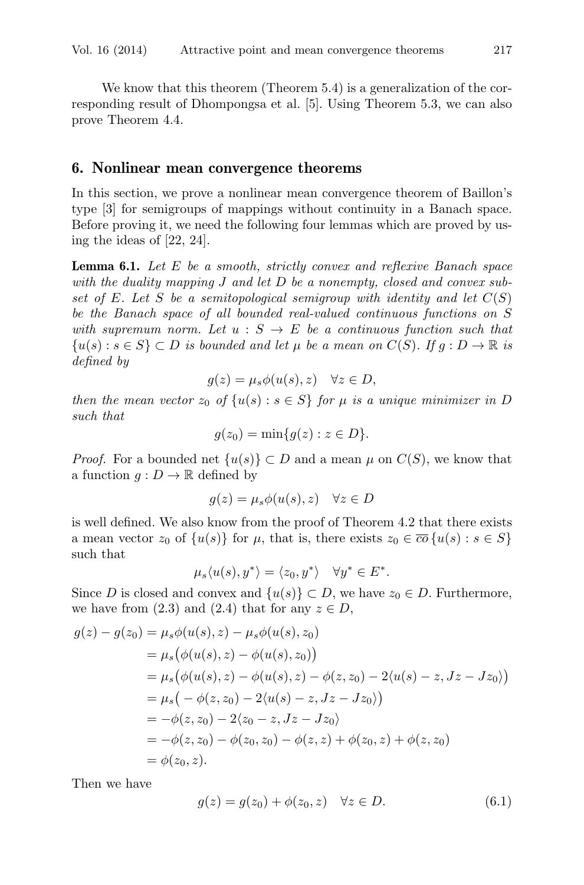We know that this theorem (Theorem 5.4) is a generalization of the corresponding result of Dhompongsa et al. [5]. Using Theorem 5.3, we can also prove Theorem 4.4.

## 6. Nonlinear mean convergence theorems

In this section, we prove a nonlinear mean convergence theorem of Baillon's type [3] for semigroups of mappings without continuity in a Banach space. Before proving it, we need the following four lemmas which are proved by using the ideas of [22, 24].

**Lemma 6.1.** *Let $E$ be a smooth, strictly convex and reflexive Banach space with the duality mapping $J$ and let $D$ be a nonempty, closed and convex subset of $E$. Let $S$ be a semitopological semigroup with identity and let $C(S)$ be the Banach space of all bounded real-valued continuous functions on $S$ with supremum norm. Let $u : S \to E$ be a continuous function such that $\{u(s) : s \in S\} \subset D$ is bounded and let $\mu$ be a mean on $C(S)$. If $g : D \to \mathbb{R}$ is defined by*

$$g(z) = \mu_s \phi(u(s), z) \quad \forall z \in D,$$

*then the mean vector $z_0$ of $\{u(s) : s \in S\}$ for $\mu$ is a unique minimizer in $D$ such that*

$$g(z_0) = \min\{g(z) : z \in D\}.$$

*Proof.* For a bounded net $\{u(s)\} \subset D$ and a mean $\mu$ on $C(S)$, we know that a function $g : D \to \mathbb{R}$ defined by

$$g(z) = \mu_s \phi(u(s), z) \quad \forall z \in D$$

is well defined. We also know from the proof of Theorem 4.2 that there exists a mean vector $z_0$ of $\{u(s)\}$ for $\mu$, that is, there exists $z_0 \in \overline{co}\{u(s) : s \in S\}$ such that

$$\mu_s \langle u(s), y^* \rangle = \langle z_0, y^* \rangle \quad \forall y^* \in E^*.$$

Since $D$ is closed and convex and $\{u(s)\} \subset D$, we have $z_0 \in D$. Furthermore, we have from (2.3) and (2.4) that for any $z \in D$,

$$\begin{aligned}
g(z) - g(z_0) &= \mu_s \phi(u(s), z) - \mu_s \phi(u(s), z_0) \\
&= \mu_s \big( \phi(u(s), z) - \phi(u(s), z_0) \big) \\
&= \mu_s \big( \phi(u(s), z) - \phi(u(s), z) - \phi(z, z_0) - 2\langle u(s) - z, Jz - Jz_0 \rangle \big) \\
&= \mu_s \big( -\phi(z, z_0) - 2\langle u(s) - z, Jz - Jz_0 \rangle \big) \\
&= -\phi(z, z_0) - 2\langle z_0 - z, Jz - Jz_0 \rangle \\
&= -\phi(z, z_0) - \phi(z_0, z_0) - \phi(z, z) + \phi(z_0, z) + \phi(z, z_0) \\
&= \phi(z_0, z).
\end{aligned}$$

Then we have

$$g(z) = g(z_0) + \phi(z_0, z) \quad \forall z \in D. \tag{6.1}$$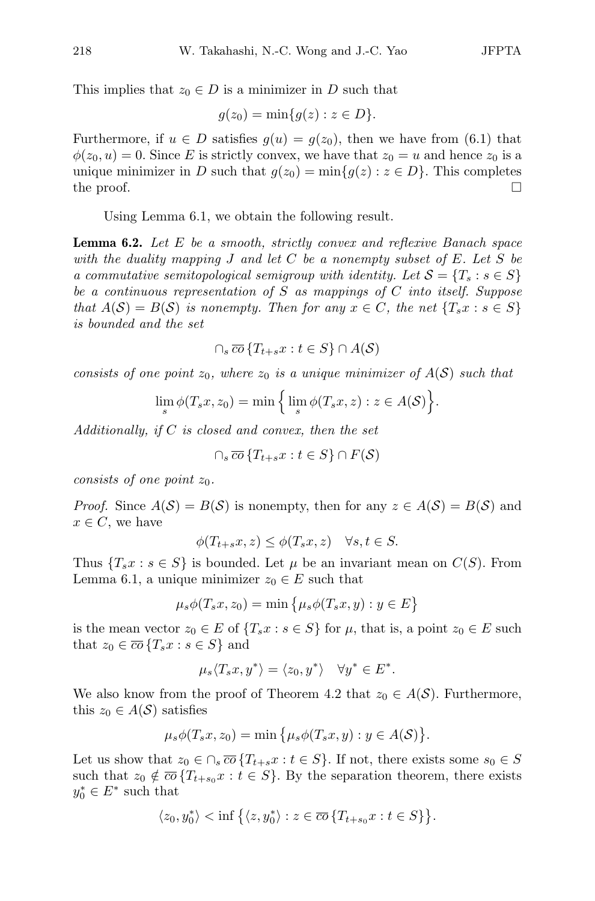This implies that $z_0 \in D$ is a minimizer in $D$ such that

$$g(z_0) = \min\{g(z) : z \in D\}.$$

Furthermore, if $u \in D$ satisfies $g(u) = g(z_0)$, then we have from (6.1) that $\phi(z_0, u) = 0$. Since $E$ is strictly convex, we have that $z_0 = u$ and hence $z_0$ is a unique minimizer in $D$ such that $g(z_0) = \min\{g(z) : z \in D\}$. This completes the proof. □

Using Lemma 6.1, we obtain the following result.

**Lemma 6.2.** *Let $E$ be a smooth, strictly convex and reflexive Banach space with the duality mapping $J$ and let $C$ be a nonempty subset of $E$. Let $S$ be a commutative semitopological semigroup with identity. Let $\mathcal{S} = \{T_s : s \in S\}$ be a continuous representation of $S$ as mappings of $C$ into itself. Suppose that $A(\mathcal{S}) = B(\mathcal{S})$ is nonempty. Then for any $x \in C$, the net $\{T_s x : s \in S\}$ is bounded and the set*

$$\cap_s \overline{co}\{T_{t+s}x : t \in S\} \cap A(\mathcal{S})$$

*consists of one point $z_0$, where $z_0$ is a unique minimizer of $A(\mathcal{S})$ such that*

$$\lim_s \phi(T_s x, z_0) = \min\Big\{\lim_s \phi(T_s x, z) : z \in A(\mathcal{S})\Big\}.$$

*Additionally, if $C$ is closed and convex, then the set*

$$\cap_s \overline{co}\{T_{t+s}x : t \in S\} \cap F(\mathcal{S})$$

*consists of one point $z_0$.*

*Proof.* Since $A(\mathcal{S}) = B(\mathcal{S})$ is nonempty, then for any $z \in A(\mathcal{S}) = B(\mathcal{S})$ and $x \in C$, we have

$$\phi(T_{t+s}x, z) \leq \phi(T_s x, z) \quad \forall s, t \in S.$$

Thus $\{T_s x : s \in S\}$ is bounded. Let $\mu$ be an invariant mean on $C(S)$. From Lemma 6.1, a unique minimizer $z_0 \in E$ such that

$$\mu_s \phi(T_s x, z_0) = \min\big\{\mu_s \phi(T_s x, y) : y \in E\big\}$$

is the mean vector $z_0 \in E$ of $\{T_s x : s \in S\}$ for $\mu$, that is, a point $z_0 \in E$ such that $z_0 \in \overline{co}\{T_s x : s \in S\}$ and

$$\mu_s \langle T_s x, y^* \rangle = \langle z_0, y^* \rangle \quad \forall y^* \in E^*.$$

We also know from the proof of Theorem 4.2 that $z_0 \in A(\mathcal{S})$. Furthermore, this $z_0 \in A(\mathcal{S})$ satisfies

$$\mu_s \phi(T_s x, z_0) = \min\big\{\mu_s \phi(T_s x, y) : y \in A(\mathcal{S})\big\}.$$

Let us show that $z_0 \in \cap_s \overline{co}\{T_{t+s}x : t \in S\}$. If not, there exists some $s_0 \in S$ such that $z_0 \notin \overline{co}\{T_{t+s_0}x : t \in S\}$. By the separation theorem, there exists $y_0^* \in E^*$ such that

$$\langle z_0, y_0^* \rangle < \inf\big\{\langle z, y_0^* \rangle : z \in \overline{co}\{T_{t+s_0}x : t \in S\}\big\}.$$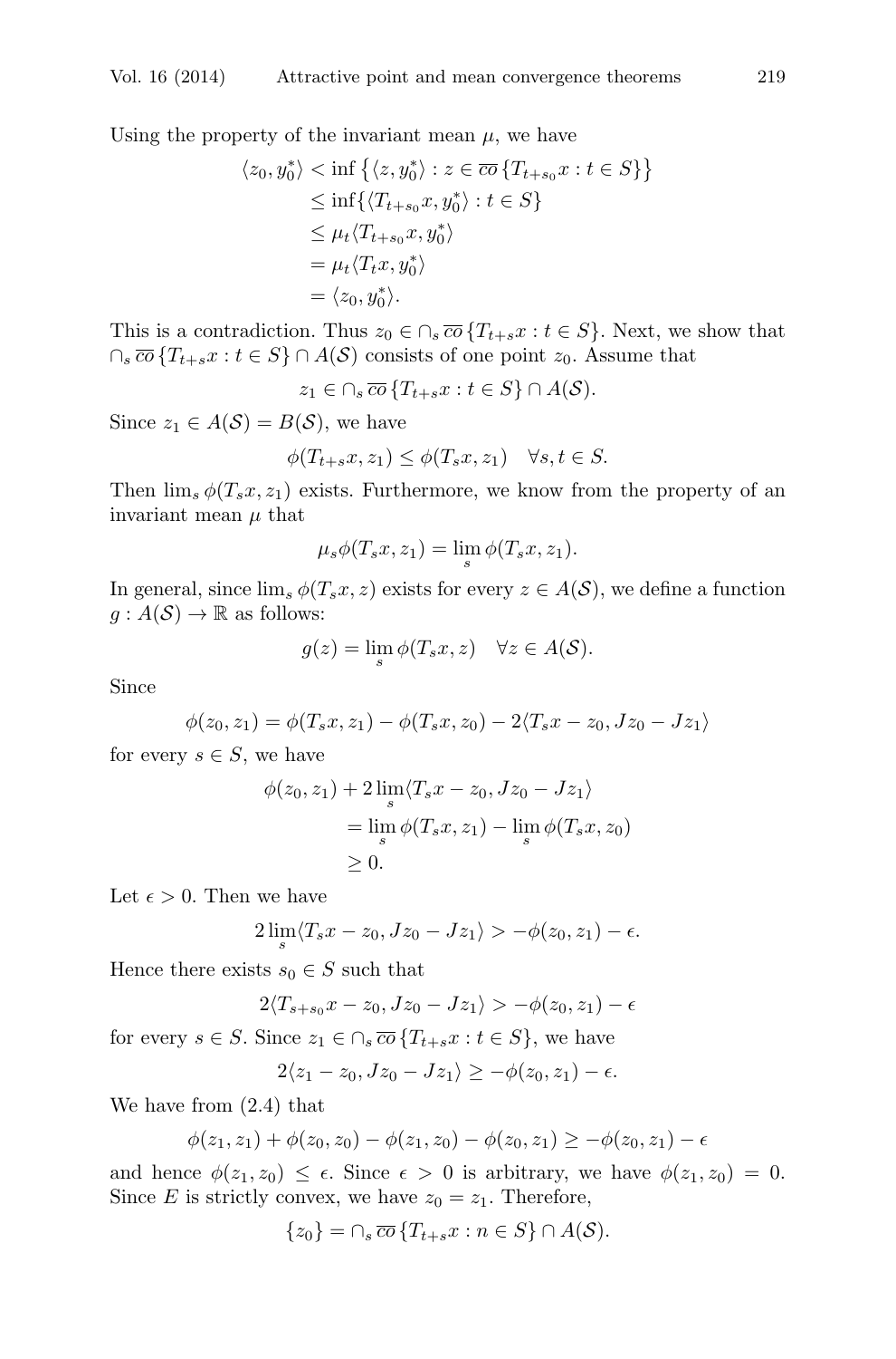Using the property of the invariant mean $\mu$, we have

$$
\begin{aligned}
\langle z_0, y_0^* \rangle &< \inf \left\{ \langle z, y_0^* \rangle : z \in \overline{co} \left\{ T_{t+s_0} x : t \in S \right\} \right\} \\
&\leq \inf \{ \langle T_{t+s_0} x, y_0^* \rangle : t \in S \} \\
&\leq \mu_t \langle T_{t+s_0} x, y_0^* \rangle \\
&= \mu_t \langle T_t x, y_0^* \rangle \\
&= \langle z_0, y_0^* \rangle.
\end{aligned}
$$

This is a contradiction. Thus $z_0 \in \cap_s \overline{co} \{T_{t+s} x : t \in S\}$. Next, we show that $\cap_s \overline{co} \{T_{t+s} x : t \in S\} \cap A(\mathcal{S})$ consists of one point $z_0$. Assume that

$$
z_1 \in \cap_s \overline{co} \{T_{t+s} x : t \in S\} \cap A(\mathcal{S}).
$$

Since $z_1 \in A(\mathcal{S}) = B(\mathcal{S})$, we have

$$
\phi(T_{t+s} x, z_1) \leq \phi(T_s x, z_1) \quad \forall s, t \in S.
$$

Then $\lim_s \phi(T_s x, z_1)$ exists. Furthermore, we know from the property of an invariant mean $\mu$ that

$$
\mu_s \phi(T_s x, z_1) = \lim_s \phi(T_s x, z_1).
$$

In general, since $\lim_s \phi(T_s x, z)$ exists for every $z \in A(\mathcal{S})$, we define a function $g : A(\mathcal{S}) \to \mathbb{R}$ as follows:

$$
g(z) = \lim_s \phi(T_s x, z) \quad \forall z \in A(\mathcal{S}).
$$

Since

$$
\phi(z_0, z_1) = \phi(T_s x, z_1) - \phi(T_s x, z_0) - 2 \langle T_s x - z_0, J z_0 - J z_1 \rangle
$$

for every $s \in S$, we have

$$
\begin{aligned}
\phi(z_0, z_1) &+ 2 \lim_s \langle T_s x - z_0, J z_0 - J z_1 \rangle \\
&= \lim_s \phi(T_s x, z_1) - \lim_s \phi(T_s x, z_0) \\
&\geq 0.
\end{aligned}
$$

Let $\epsilon > 0$. Then we have

$$
2 \lim_s \langle T_s x - z_0, J z_0 - J z_1 \rangle > -\phi(z_0, z_1) - \epsilon.
$$

Hence there exists $s_0 \in S$ such that

$$
2 \langle T_{s+s_0} x - z_0, J z_0 - J z_1 \rangle > -\phi(z_0, z_1) - \epsilon
$$

for every $s \in S$. Since $z_1 \in \cap_s \overline{co} \{T_{t+s} x : t \in S\}$, we have

$$
2 \langle z_1 - z_0, J z_0 - J z_1 \rangle \geq -\phi(z_0, z_1) - \epsilon.
$$

We have from (2.4) that

$$
\phi(z_1, z_1) + \phi(z_0, z_0) - \phi(z_1, z_0) - \phi(z_0, z_1) \geq -\phi(z_0, z_1) - \epsilon
$$

and hence $\phi(z_1, z_0) \leq \epsilon$. Since $\epsilon > 0$ is arbitrary, we have $\phi(z_1, z_0) = 0$. Since $E$ is strictly convex, we have $z_0 = z_1$. Therefore,

$$
\{z_0\} = \cap_s \overline{co} \{T_{t+s} x : n \in S\} \cap A(\mathcal{S}).
$$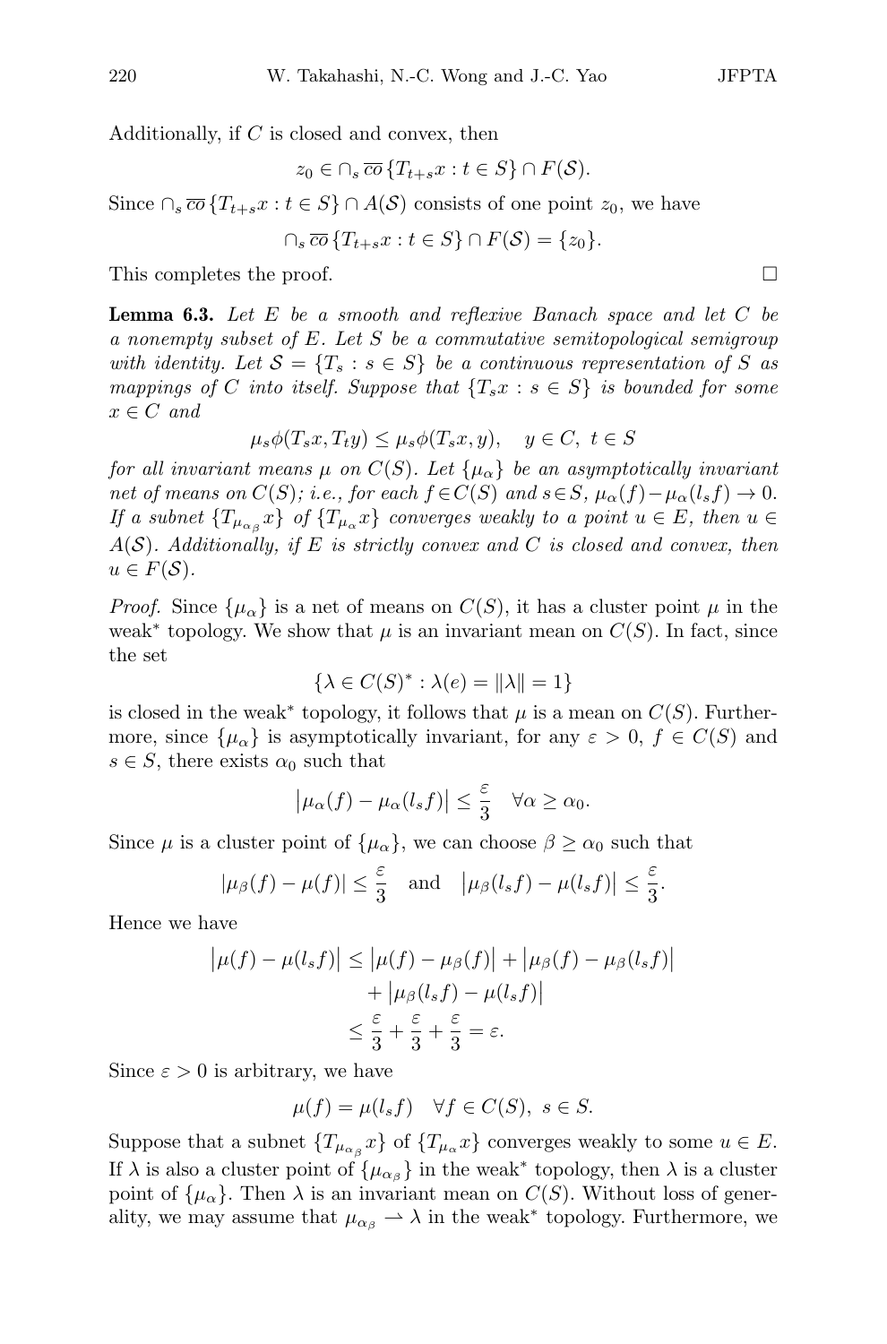Additionally, if $C$ is closed and convex, then

$$z_0 \in \cap_s \overline{co}\{T_{t+s}x : t \in S\} \cap F(\mathcal{S}).$$

Since $\cap_s \overline{co}\{T_{t+s}x : t \in S\} \cap A(\mathcal{S})$ consists of one point $z_0$, we have

$$\cap_s \overline{co}\{T_{t+s}x : t \in S\} \cap F(\mathcal{S}) = \{z_0\}.$$

This completes the proof. $\square$

**Lemma 6.3.** *Let $E$ be a smooth and reflexive Banach space and let $C$ be a nonempty subset of $E$. Let $S$ be a commutative semitopological semigroup with identity. Let $\mathcal{S} = \{T_s : s \in S\}$ be a continuous representation of $S$ as mappings of $C$ into itself. Suppose that $\{T_s x : s \in S\}$ is bounded for some $x \in C$ and*

$$\mu_s \phi(T_s x, T_t y) \leq \mu_s \phi(T_s x, y), \quad y \in C,\ t \in S$$

*for all invariant means $\mu$ on $C(S)$. Let $\{\mu_\alpha\}$ be an asymptotically invariant net of means on $C(S)$; i.e., for each $f \in C(S)$ and $s \in S$, $\mu_\alpha(f) - \mu_\alpha(l_s f) \to 0$. If a subnet $\{T_{\mu_{\alpha_\beta}} x\}$ of $\{T_{\mu_\alpha} x\}$ converges weakly to a point $u \in E$, then $u \in A(\mathcal{S})$. Additionally, if $E$ is strictly convex and $C$ is closed and convex, then $u \in F(\mathcal{S})$.*

*Proof.* Since $\{\mu_\alpha\}$ is a net of means on $C(S)$, it has a cluster point $\mu$ in the weak* topology. We show that $\mu$ is an invariant mean on $C(S)$. In fact, since the set

$$\{\lambda \in C(S)^* : \lambda(e) = \|\lambda\| = 1\}$$

is closed in the weak* topology, it follows that $\mu$ is a mean on $C(S)$. Furthermore, since $\{\mu_\alpha\}$ is asymptotically invariant, for any $\varepsilon > 0$, $f \in C(S)$ and $s \in S$, there exists $\alpha_0$ such that

$$\left|\mu_\alpha(f) - \mu_\alpha(l_s f)\right| \leq \frac{\varepsilon}{3} \quad \forall \alpha \geq \alpha_0.$$

Since $\mu$ is a cluster point of $\{\mu_\alpha\}$, we can choose $\beta \geq \alpha_0$ such that

$$|\mu_\beta(f) - \mu(f)| \leq \frac{\varepsilon}{3} \quad \text{and} \quad \left|\mu_\beta(l_s f) - \mu(l_s f)\right| \leq \frac{\varepsilon}{3}.$$

Hence we have

$$\begin{aligned}
\left|\mu(f) - \mu(l_s f)\right| &\leq \left|\mu(f) - \mu_\beta(f)\right| + \left|\mu_\beta(f) - \mu_\beta(l_s f)\right| \\
&\quad + \left|\mu_\beta(l_s f) - \mu(l_s f)\right| \\
&\leq \frac{\varepsilon}{3} + \frac{\varepsilon}{3} + \frac{\varepsilon}{3} = \varepsilon.
\end{aligned}$$

Since $\varepsilon > 0$ is arbitrary, we have

$$\mu(f) = \mu(l_s f) \quad \forall f \in C(S),\ s \in S.$$

Suppose that a subnet $\{T_{\mu_{\alpha_\beta}} x\}$ of $\{T_{\mu_\alpha} x\}$ converges weakly to some $u \in E$. If $\lambda$ is also a cluster point of $\{\mu_{\alpha_\beta}\}$ in the weak* topology, then $\lambda$ is a cluster point of $\{\mu_\alpha\}$. Then $\lambda$ is an invariant mean on $C(S)$. Without loss of generality, we may assume that $\mu_{\alpha_\beta} \rightharpoonup \lambda$ in the weak* topology. Furthermore, we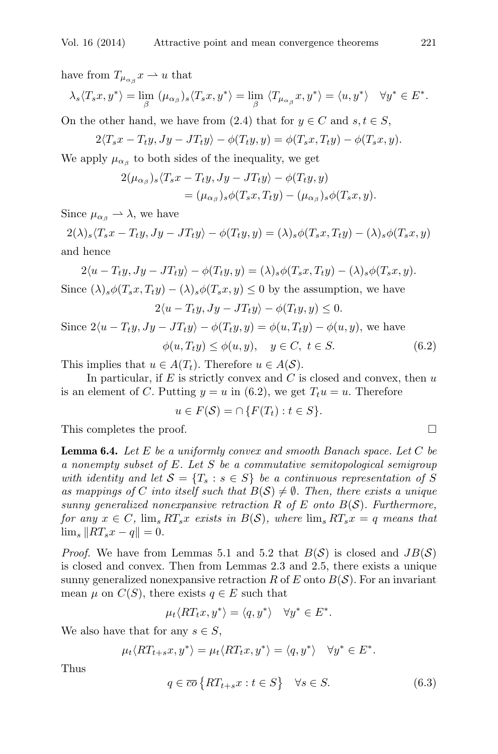have from $T_{\mu_{\alpha_\beta}} x \rightharpoonup u$ that

$$\lambda_s \langle T_s x, y^* \rangle = \lim_\beta \, (\mu_{\alpha_\beta})_s \langle T_s x, y^* \rangle = \lim_\beta \, \langle T_{\mu_{\alpha_\beta}} x, y^* \rangle = \langle u, y^* \rangle \quad \forall y^* \in E^*.$$

On the other hand, we have from (2.4) that for $y \in C$ and $s, t \in S$,

$$2\langle T_s x - T_t y, Jy - JT_t y \rangle - \phi(T_t y, y) = \phi(T_s x, T_t y) - \phi(T_s x, y).$$

We apply $\mu_{\alpha_\beta}$ to both sides of the inequality, we get

$$\begin{aligned} 2(\mu_{\alpha_\beta})_s \langle T_s x - T_t y, Jy - JT_t y \rangle &- \phi(T_t y, y) \\ &= (\mu_{\alpha_\beta})_s \phi(T_s x, T_t y) - (\mu_{\alpha_\beta})_s \phi(T_s x, y). \end{aligned}$$

Since $\mu_{\alpha_\beta} \rightharpoonup \lambda$, we have

$$2(\lambda)_s \langle T_s x - T_t y, Jy - JT_t y \rangle - \phi(T_t y, y) = (\lambda)_s \phi(T_s x, T_t y) - (\lambda)_s \phi(T_s x, y)$$

and hence

$$2\langle u - T_t y, Jy - JT_t y \rangle - \phi(T_t y, y) = (\lambda)_s \phi(T_s x, T_t y) - (\lambda)_s \phi(T_s x, y).$$

Since $(\lambda)_s \phi(T_s x, T_t y) - (\lambda)_s \phi(T_s x, y) \leq 0$ by the assumption, we have

$$2\langle u - T_t y, Jy - JT_t y \rangle - \phi(T_t y, y) \leq 0.$$

Since $2\langle u - T_t y, Jy - JT_t y \rangle - \phi(T_t y, y) = \phi(u, T_t y) - \phi(u, y)$, we have

$$\phi(u, T_t y) \leq \phi(u, y), \quad y \in C, \ t \in S. \tag{6.2}$$

This implies that $u \in A(T_t)$. Therefore $u \in A(\mathcal{S})$.

In particular, if $E$ is strictly convex and $C$ is closed and convex, then $u$ is an element of $C$. Putting $y = u$ in (6.2), we get $T_t u = u$. Therefore

$$u \in F(\mathcal{S}) = \cap \{F(T_t) : t \in S\}.$$

This completes the proof. $\square$

**Lemma 6.4.** *Let $E$ be a uniformly convex and smooth Banach space. Let $C$ be a nonempty subset of $E$. Let $S$ be a commutative semitopological semigroup with identity and let $\mathcal{S} = \{T_s : s \in S\}$ be a continuous representation of $S$ as mappings of $C$ into itself such that $B(\mathcal{S}) \neq \emptyset$. Then, there exists a unique sunny generalized nonexpansive retraction $R$ of $E$ onto $B(\mathcal{S})$. Furthermore, for any $x \in C$, $\lim_s RT_s x$ exists in $B(\mathcal{S})$, where $\lim_s RT_s x = q$ means that $\lim_s \|RT_s x - q\| = 0$.*

*Proof.* We have from Lemmas 5.1 and 5.2 that $B(\mathcal{S})$ is closed and $JB(\mathcal{S})$ is closed and convex. Then from Lemmas 2.3 and 2.5, there exists a unique sunny generalized nonexpansive retraction $R$ of $E$ onto $B(\mathcal{S})$. For an invariant mean $\mu$ on $C(S)$, there exists $q \in E$ such that

$$\mu_t \langle RT_t x, y^* \rangle = \langle q, y^* \rangle \quad \forall y^* \in E^*.$$

We also have that for any $s \in S$,

$$\mu_t \langle RT_{t+s} x, y^* \rangle = \mu_t \langle RT_t x, y^* \rangle = \langle q, y^* \rangle \quad \forall y^* \in E^*.$$

Thus

$$q \in \overline{co} \left\{ RT_{t+s} x : t \in S \right\} \quad \forall s \in S. \tag{6.3}$$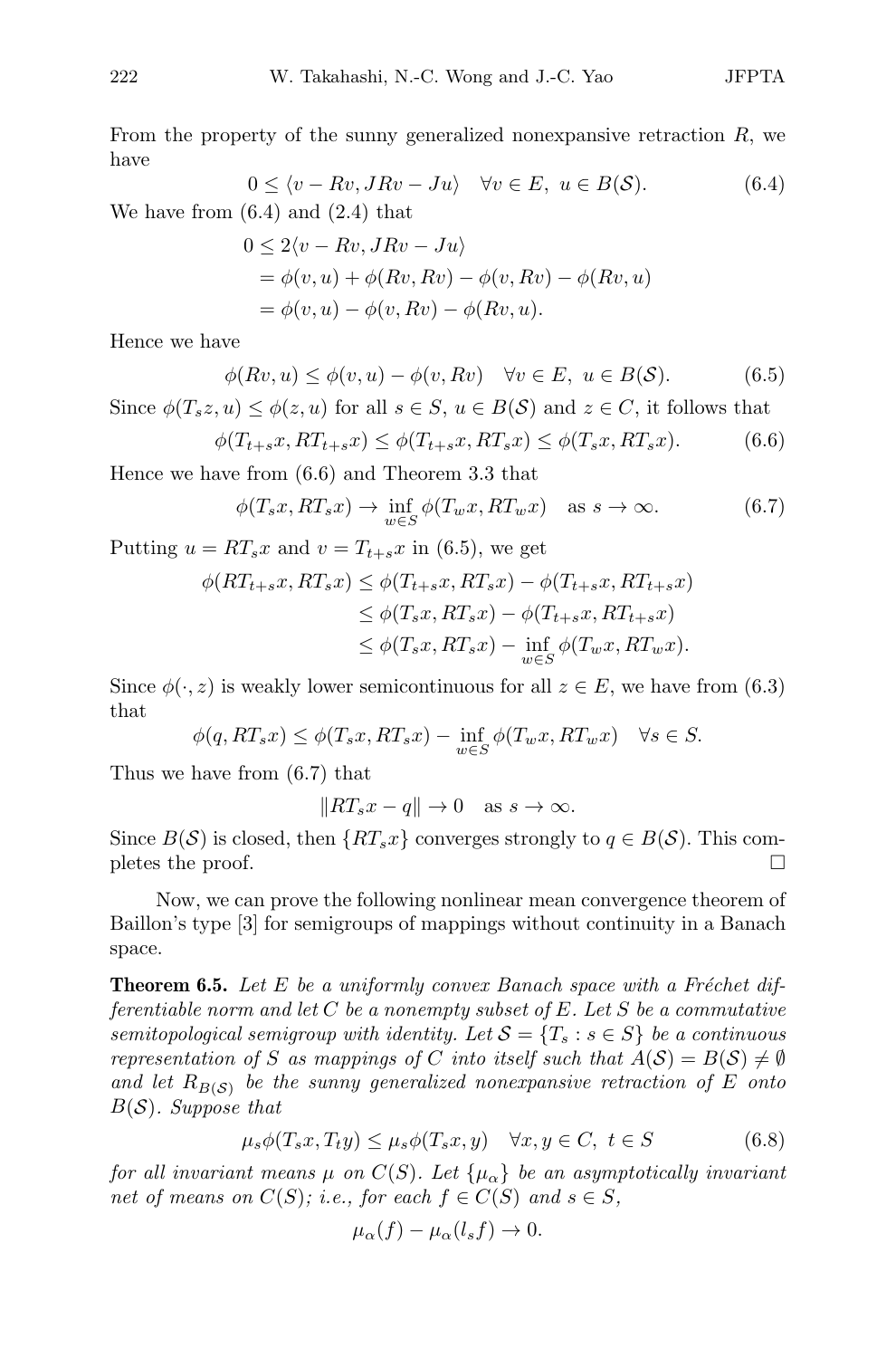From the property of the sunny generalized nonexpansive retraction $R$, we have

$$0 \leq \langle v - Rv, JRv - Ju\rangle \quad \forall v \in E,\ u \in B(\mathcal{S}). \tag{6.4}$$

We have from (6.4) and (2.4) that

$$\begin{aligned} 0 &\leq 2\langle v - Rv, JRv - Ju\rangle \\ &= \phi(v, u) + \phi(Rv, Rv) - \phi(v, Rv) - \phi(Rv, u) \\ &= \phi(v, u) - \phi(v, Rv) - \phi(Rv, u). \end{aligned}$$

Hence we have

$$\phi(Rv, u) \leq \phi(v, u) - \phi(v, Rv) \quad \forall v \in E,\ u \in B(\mathcal{S}). \tag{6.5}$$

Since $\phi(T_s z, u) \leq \phi(z, u)$ for all $s \in S$, $u \in B(\mathcal{S})$ and $z \in C$, it follows that

$$\phi(T_{t+s}x, RT_{t+s}x) \leq \phi(T_{t+s}x, RT_s x) \leq \phi(T_s x, RT_s x). \tag{6.6}$$

Hence we have from (6.6) and Theorem 3.3 that

$$\phi(T_s x, RT_s x) \to \inf_{w \in S} \phi(T_w x, RT_w x) \quad \text{as } s \to \infty. \tag{6.7}$$

Putting $u = RT_s x$ and $v = T_{t+s}x$ in (6.5), we get

$$\begin{aligned} \phi(RT_{t+s}x, RT_s x) &\leq \phi(T_{t+s}x, RT_s x) - \phi(T_{t+s}x, RT_{t+s}x) \\ &\leq \phi(T_s x, RT_s x) - \phi(T_{t+s}x, RT_{t+s}x) \\ &\leq \phi(T_s x, RT_s x) - \inf_{w \in S} \phi(T_w x, RT_w x). \end{aligned}$$

Since $\phi(\cdot, z)$ is weakly lower semicontinuous for all $z \in E$, we have from (6.3) that

$$\phi(q, RT_s x) \leq \phi(T_s x, RT_s x) - \inf_{w \in S} \phi(T_w x, RT_w x) \quad \forall s \in S.$$

Thus we have from (6.7) that

$$\|RT_s x - q\| \to 0 \quad \text{as } s \to \infty.$$

Since $B(\mathcal{S})$ is closed, then $\{RT_s x\}$ converges strongly to $q \in B(\mathcal{S})$. This completes the proof. $\square$

Now, we can prove the following nonlinear mean convergence theorem of Baillon's type [3] for semigroups of mappings without continuity in a Banach space.

**Theorem 6.5.** *Let $E$ be a uniformly convex Banach space with a Fréchet differentiable norm and let $C$ be a nonempty subset of $E$. Let $S$ be a commutative semitopological semigroup with identity. Let $\mathcal{S} = \{T_s : s \in S\}$ be a continuous representation of $S$ as mappings of $C$ into itself such that $A(\mathcal{S}) = B(\mathcal{S}) \neq \emptyset$ and let $R_{B(\mathcal{S})}$ be the sunny generalized nonexpansive retraction of $E$ onto $B(\mathcal{S})$. Suppose that*

$$\mu_s \phi(T_s x, T_t y) \leq \mu_s \phi(T_s x, y) \quad \forall x, y \in C,\ t \in S \tag{6.8}$$

*for all invariant means $\mu$ on $C(S)$. Let $\{\mu_\alpha\}$ be an asymptotically invariant net of means on $C(S)$; i.e., for each $f \in C(S)$ and $s \in S$,*

$$\mu_\alpha(f) - \mu_\alpha(l_s f) \to 0.$$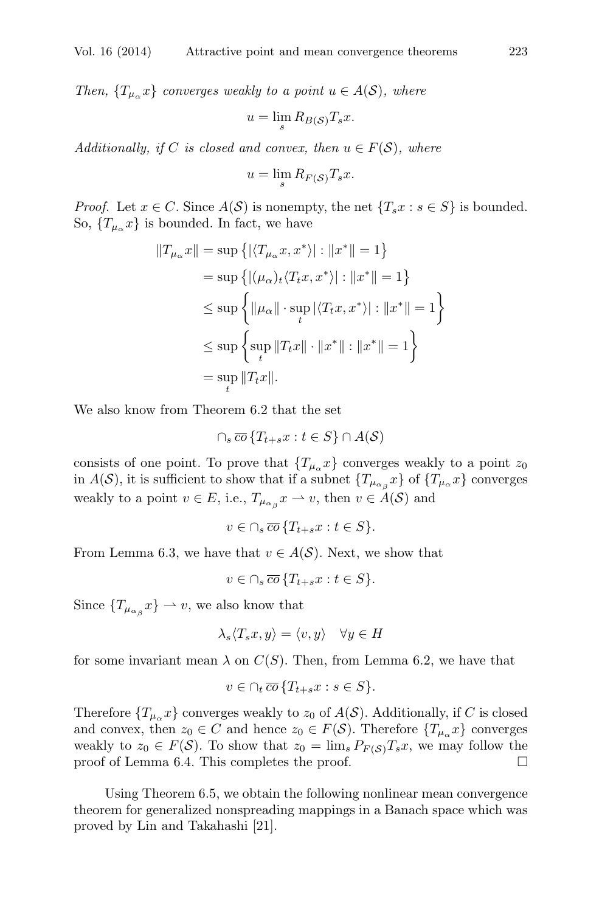*Then, $\{T_{\mu_\alpha} x\}$ converges weakly to a point $u \in A(\mathcal{S})$, where*

$$u = \lim_s R_{B(\mathcal{S})} T_s x.$$

*Additionally, if $C$ is closed and convex, then $u \in F(\mathcal{S})$, where*

$$u = \lim_s R_{F(\mathcal{S})} T_s x.$$

*Proof.* Let $x \in C$. Since $A(\mathcal{S})$ is nonempty, the net $\{T_s x : s \in S\}$ is bounded. So, $\{T_{\mu_\alpha} x\}$ is bounded. In fact, we have

$$\begin{aligned}
\|T_{\mu_\alpha} x\| &= \sup\left\{|\langle T_{\mu_\alpha} x, x^*\rangle| : \|x^*\| = 1\right\} \\
&= \sup\left\{|(\mu_\alpha)_t \langle T_t x, x^*\rangle| : \|x^*\| = 1\right\} \\
&\leq \sup\left\{\|\mu_\alpha\| \cdot \sup_t |\langle T_t x, x^*\rangle| : \|x^*\| = 1\right\} \\
&\leq \sup\left\{\sup_t \|T_t x\| \cdot \|x^*\| : \|x^*\| = 1\right\} \\
&= \sup_t \|T_t x\|.
\end{aligned}$$

We also know from Theorem 6.2 that the set

$$\cap_s \, \overline{co}\,\{T_{t+s} x : t \in S\} \cap A(\mathcal{S})$$

consists of one point. To prove that $\{T_{\mu_\alpha} x\}$ converges weakly to a point $z_0$ in $A(\mathcal{S})$, it is sufficient to show that if a subnet $\{T_{\mu_{\alpha_\beta}} x\}$ of $\{T_{\mu_\alpha} x\}$ converges weakly to a point $v \in E$, i.e., $T_{\mu_{\alpha_\beta}} x \rightharpoonup v$, then $v \in A(\mathcal{S})$ and

$$v \in \cap_s \, \overline{co}\,\{T_{t+s} x : t \in S\}.$$

From Lemma 6.3, we have that $v \in A(\mathcal{S})$. Next, we show that

$$v \in \cap_s \, \overline{co}\,\{T_{t+s} x : t \in S\}.$$

Since $\{T_{\mu_{\alpha_\beta}} x\} \rightharpoonup v$, we also know that

$$\lambda_s \langle T_s x, y\rangle = \langle v, y\rangle \quad \forall y \in H$$

for some invariant mean $\lambda$ on $C(S)$. Then, from Lemma 6.2, we have that

$$v \in \cap_t \, \overline{co}\,\{T_{t+s} x : s \in S\}.$$

Therefore $\{T_{\mu_\alpha} x\}$ converges weakly to $z_0$ of $A(\mathcal{S})$. Additionally, if $C$ is closed and convex, then $z_0 \in C$ and hence $z_0 \in F(\mathcal{S})$. Therefore $\{T_{\mu_\alpha} x\}$ converges weakly to $z_0 \in F(\mathcal{S})$. To show that $z_0 = \lim_s P_{F(\mathcal{S})} T_s x$, we may follow the proof of Lemma 6.4. This completes the proof. $\square$

Using Theorem 6.5, we obtain the following nonlinear mean convergence theorem for generalized nonspreading mappings in a Banach space which was proved by Lin and Takahashi [21].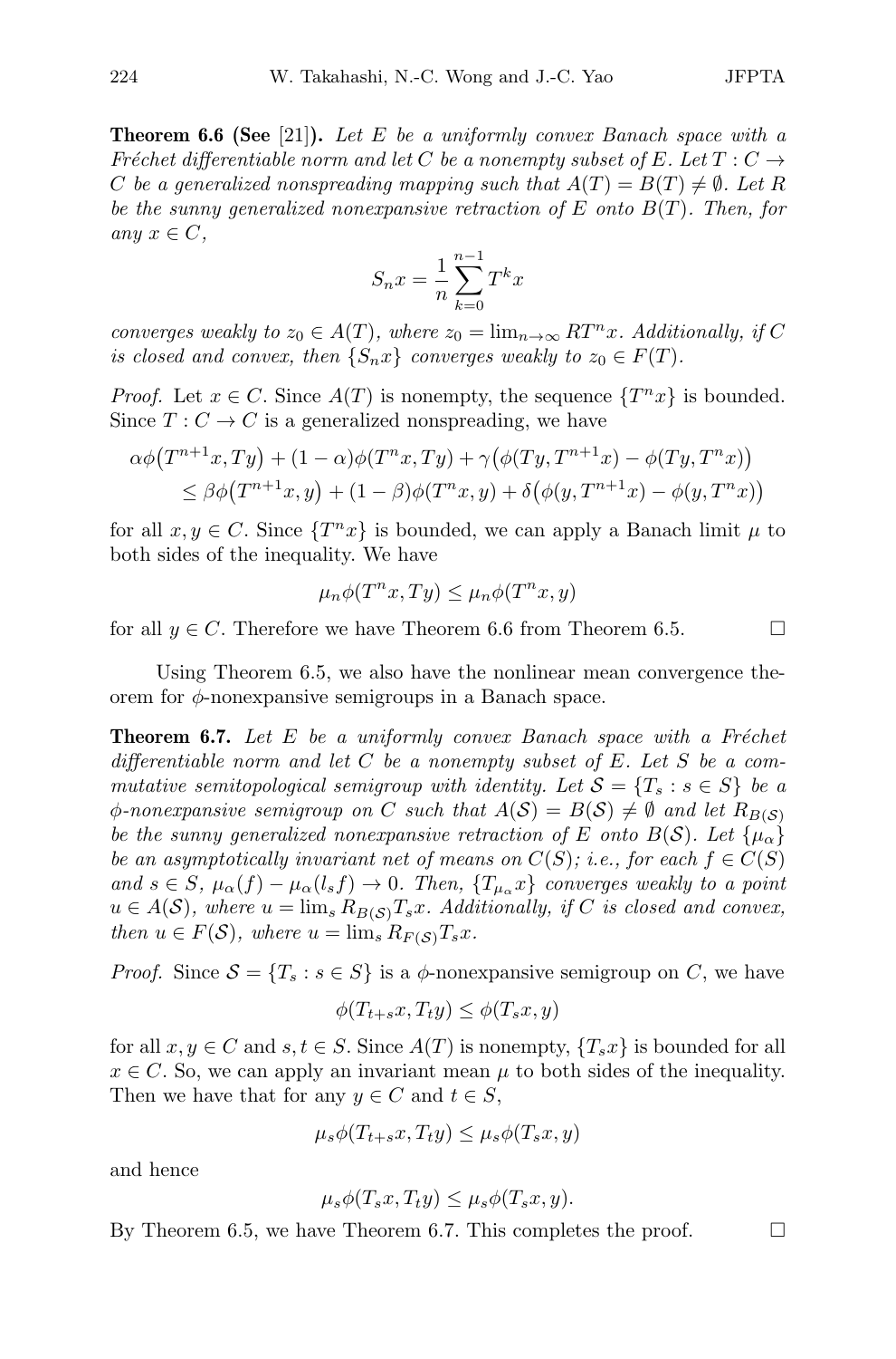**Theorem 6.6 (See** [21]**).** *Let $E$ be a uniformly convex Banach space with a Fréchet differentiable norm and let $C$ be a nonempty subset of $E$. Let $T : C \to C$ be a generalized nonspreading mapping such that $A(T) = B(T) \neq \emptyset$. Let $R$ be the sunny generalized nonexpansive retraction of $E$ onto $B(T)$. Then, for any $x \in C$,*

$$S_n x = \frac{1}{n} \sum_{k=0}^{n-1} T^k x$$

*converges weakly to $z_0 \in A(T)$, where $z_0 = \lim_{n\to\infty} RT^n x$. Additionally, if $C$ is closed and convex, then $\{S_n x\}$ converges weakly to $z_0 \in F(T)$.*

*Proof.* Let $x \in C$. Since $A(T)$ is nonempty, the sequence $\{T^n x\}$ is bounded. Since $T : C \to C$ is a generalized nonspreading, we have

$$\begin{aligned}
\alpha\phi\big(T^{n+1}x, Ty\big) &+ (1-\alpha)\phi(T^n x, Ty) + \gamma\big(\phi(Ty, T^{n+1}x) - \phi(Ty, T^n x)\big) \\
&\leq \beta\phi\big(T^{n+1}x, y\big) + (1-\beta)\phi(T^n x, y) + \delta\big(\phi(y, T^{n+1}x) - \phi(y, T^n x)\big)
\end{aligned}$$

for all $x, y \in C$. Since $\{T^n x\}$ is bounded, we can apply a Banach limit $\mu$ to both sides of the inequality. We have

$$\mu_n \phi(T^n x, Ty) \leq \mu_n \phi(T^n x, y)$$

for all $y \in C$. Therefore we have Theorem 6.6 from Theorem 6.5. □

Using Theorem 6.5, we also have the nonlinear mean convergence theorem for $\phi$-nonexpansive semigroups in a Banach space.

**Theorem 6.7.** *Let $E$ be a uniformly convex Banach space with a Fréchet differentiable norm and let $C$ be a nonempty subset of $E$. Let $S$ be a commutative semitopological semigroup with identity. Let $\mathcal{S} = \{T_s : s \in S\}$ be a $\phi$-nonexpansive semigroup on $C$ such that $A(\mathcal{S}) = B(\mathcal{S}) \neq \emptyset$ and let $R_{B(\mathcal{S})}$ be the sunny generalized nonexpansive retraction of $E$ onto $B(\mathcal{S})$. Let $\{\mu_\alpha\}$ be an asymptotically invariant net of means on $C(S)$; i.e., for each $f \in C(S)$ and $s \in S$, $\mu_\alpha(f) - \mu_\alpha(l_s f) \to 0$. Then, $\{T_{\mu_\alpha} x\}$ converges weakly to a point $u \in A(\mathcal{S})$, where $u = \lim_s R_{B(\mathcal{S})} T_s x$. Additionally, if $C$ is closed and convex, then $u \in F(\mathcal{S})$, where $u = \lim_s R_{F(\mathcal{S})} T_s x$.*

*Proof.* Since $\mathcal{S} = \{T_s : s \in S\}$ is a $\phi$-nonexpansive semigroup on $C$, we have

$$\phi(T_{t+s}x, T_t y) \leq \phi(T_s x, y)$$

for all $x, y \in C$ and $s, t \in S$. Since $A(T)$ is nonempty, $\{T_s x\}$ is bounded for all $x \in C$. So, we can apply an invariant mean $\mu$ to both sides of the inequality. Then we have that for any $y \in C$ and $t \in S$,

$$\mu_s \phi(T_{t+s}x, T_t y) \leq \mu_s \phi(T_s x, y)$$

and hence

$$\mu_s \phi(T_s x, T_t y) \leq \mu_s \phi(T_s x, y).$$

By Theorem 6.5, we have Theorem 6.7. This completes the proof. □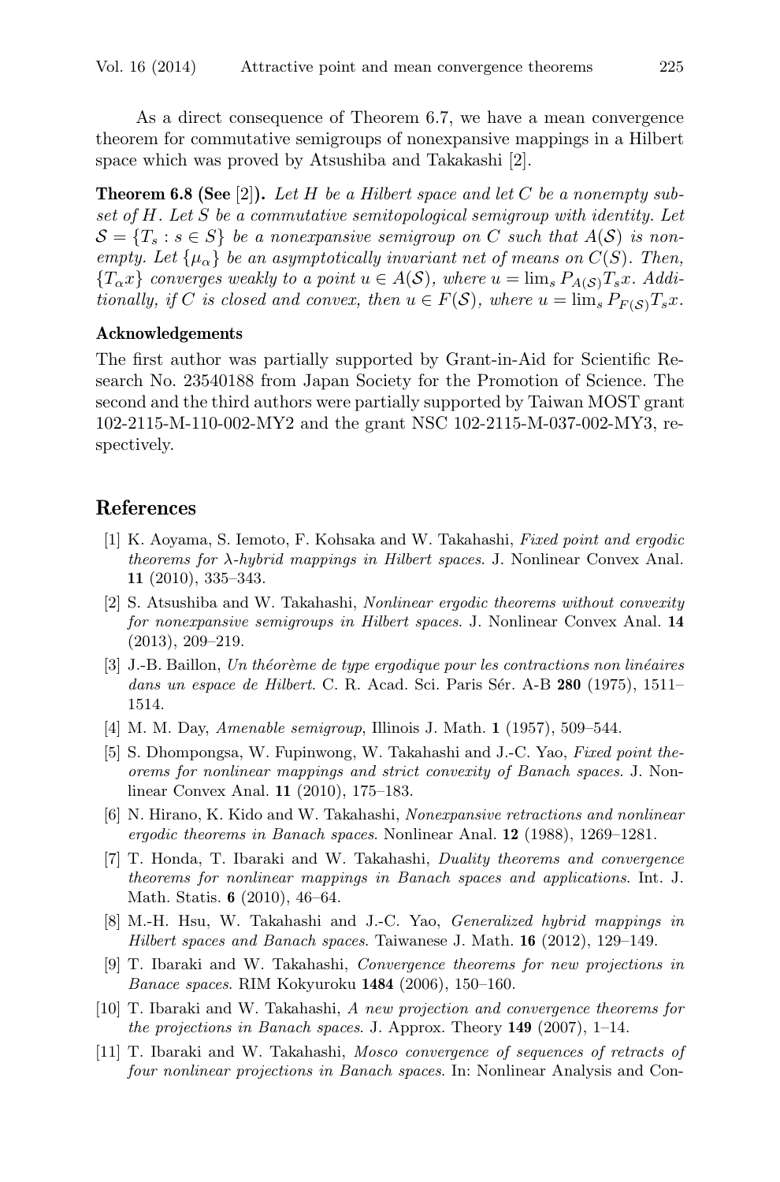As a direct consequence of Theorem 6.7, we have a mean convergence theorem for commutative semigroups of nonexpansive mappings in a Hilbert space which was proved by Atsushiba and Takakashi [2].

**Theorem 6.8 (See** [2]**).** *Let $H$ be a Hilbert space and let $C$ be a nonempty subset of $H$. Let $S$ be a commutative semitopological semigroup with identity. Let $\mathcal{S} = \{T_s : s \in S\}$ be a nonexpansive semigroup on $C$ such that $A(\mathcal{S})$ is nonempty. Let $\{\mu_\alpha\}$ be an asymptotically invariant net of means on $C(S)$. Then, $\{T_\alpha x\}$ converges weakly to a point $u \in A(\mathcal{S})$, where $u = \lim_s P_{A(\mathcal{S})} T_s x$. Additionally, if $C$ is closed and convex, then $u \in F(\mathcal{S})$, where $u = \lim_s P_{F(\mathcal{S})} T_s x$.*

### Acknowledgements

The first author was partially supported by Grant-in-Aid for Scientific Research No. 23540188 from Japan Society for the Promotion of Science. The second and the third authors were partially supported by Taiwan MOST grant 102-2115-M-110-002-MY2 and the grant NSC 102-2115-M-037-002-MY3, respectively.

## References

[1] K. Aoyama, S. Iemoto, F. Kohsaka and W. Takahashi, *Fixed point and ergodic theorems for $\lambda$-hybrid mappings in Hilbert spaces*. J. Nonlinear Convex Anal. **11** (2010), 335–343.

[2] S. Atsushiba and W. Takahashi, *Nonlinear ergodic theorems without convexity for nonexpansive semigroups in Hilbert spaces*. J. Nonlinear Convex Anal. **14** (2013), 209–219.

[3] J.-B. Baillon, *Un théorème de type ergodique pour les contractions non linéaires dans un espace de Hilbert*. C. R. Acad. Sci. Paris Sér. A-B **280** (1975), 1511–1514.

[4] M. M. Day, *Amenable semigroup*, Illinois J. Math. **1** (1957), 509–544.

[5] S. Dhompongsa, W. Fupinwong, W. Takahashi and J.-C. Yao, *Fixed point theorems for nonlinear mappings and strict convexity of Banach spaces*. J. Nonlinear Convex Anal. **11** (2010), 175–183.

[6] N. Hirano, K. Kido and W. Takahashi, *Nonexpansive retractions and nonlinear ergodic theorems in Banach spaces*. Nonlinear Anal. **12** (1988), 1269–1281.

[7] T. Honda, T. Ibaraki and W. Takahashi, *Duality theorems and convergence theorems for nonlinear mappings in Banach spaces and applications*. Int. J. Math. Statis. **6** (2010), 46–64.

[8] M.-H. Hsu, W. Takahashi and J.-C. Yao, *Generalized hybrid mappings in Hilbert spaces and Banach spaces*. Taiwanese J. Math. **16** (2012), 129–149.

[9] T. Ibaraki and W. Takahashi, *Convergence theorems for new projections in Banace spaces*. RIM Kokyuroku **1484** (2006), 150–160.

[10] T. Ibaraki and W. Takahashi, *A new projection and convergence theorems for the projections in Banach spaces*. J. Approx. Theory **149** (2007), 1–14.

[11] T. Ibaraki and W. Takahashi, *Mosco convergence of sequences of retracts of four nonlinear projections in Banach spaces*. In: Nonlinear Analysis and Con-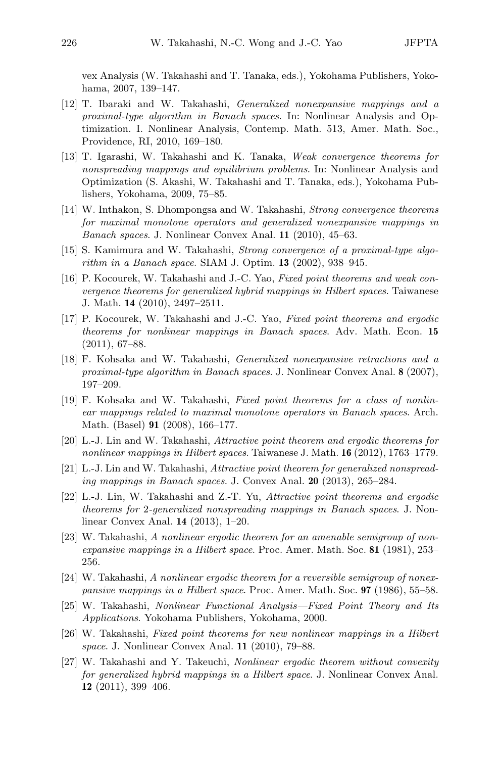vex Analysis (W. Takahashi and T. Tanaka, eds.), Yokohama Publishers, Yokohama, 2007, 139–147.

[12] T. Ibaraki and W. Takahashi, *Generalized nonexpansive mappings and a proximal-type algorithm in Banach spaces*. In: Nonlinear Analysis and Optimization. I. Nonlinear Analysis, Contemp. Math. 513, Amer. Math. Soc., Providence, RI, 2010, 169–180.

[13] T. Igarashi, W. Takahashi and K. Tanaka, *Weak convergence theorems for nonspreading mappings and equilibrium problems*. In: Nonlinear Analysis and Optimization (S. Akashi, W. Takahashi and T. Tanaka, eds.), Yokohama Publishers, Yokohama, 2009, 75–85.

[14] W. Inthakon, S. Dhompongsa and W. Takahashi, *Strong convergence theorems for maximal monotone operators and generalized nonexpansive mappings in Banach spaces*. J. Nonlinear Convex Anal. **11** (2010), 45–63.

[15] S. Kamimura and W. Takahashi, *Strong convergence of a proximal-type algorithm in a Banach space*. SIAM J. Optim. **13** (2002), 938–945.

[16] P. Kocourek, W. Takahashi and J.-C. Yao, *Fixed point theorems and weak convergence theorems for generalized hybrid mappings in Hilbert spaces*. Taiwanese J. Math. **14** (2010), 2497–2511.

[17] P. Kocourek, W. Takahashi and J.-C. Yao, *Fixed point theorems and ergodic theorems for nonlinear mappings in Banach spaces*. Adv. Math. Econ. **15** (2011), 67–88.

[18] F. Kohsaka and W. Takahashi, *Generalized nonexpansive retractions and a proximal-type algorithm in Banach spaces*. J. Nonlinear Convex Anal. **8** (2007), 197–209.

[19] F. Kohsaka and W. Takahashi, *Fixed point theorems for a class of nonlinear mappings related to maximal monotone operators in Banach spaces*. Arch. Math. (Basel) **91** (2008), 166–177.

[20] L.-J. Lin and W. Takahashi, *Attractive point theorem and ergodic theorems for nonlinear mappings in Hilbert spaces*. Taiwanese J. Math. **16** (2012), 1763–1779.

[21] L.-J. Lin and W. Takahashi, *Attractive point theorem for generalized nonspreading mappings in Banach spaces*. J. Convex Anal. **20** (2013), 265–284.

[22] L.-J. Lin, W. Takahashi and Z.-T. Yu, *Attractive point theorems and ergodic theorems for 2-generalized nonspreading mappings in Banach spaces*. J. Nonlinear Convex Anal. **14** (2013), 1–20.

[23] W. Takahashi, *A nonlinear ergodic theorem for an amenable semigroup of nonexpansive mappings in a Hilbert space*. Proc. Amer. Math. Soc. **81** (1981), 253–256.

[24] W. Takahashi, *A nonlinear ergodic theorem for a reversible semigroup of nonexpansive mappings in a Hilbert space*. Proc. Amer. Math. Soc. **97** (1986), 55–58.

[25] W. Takahashi, *Nonlinear Functional Analysis—Fixed Point Theory and Its Applications*. Yokohama Publishers, Yokohama, 2000.

[26] W. Takahashi, *Fixed point theorems for new nonlinear mappings in a Hilbert space*. J. Nonlinear Convex Anal. **11** (2010), 79–88.

[27] W. Takahashi and Y. Takeuchi, *Nonlinear ergodic theorem without convexity for generalized hybrid mappings in a Hilbert space*. J. Nonlinear Convex Anal. **12** (2011), 399–406.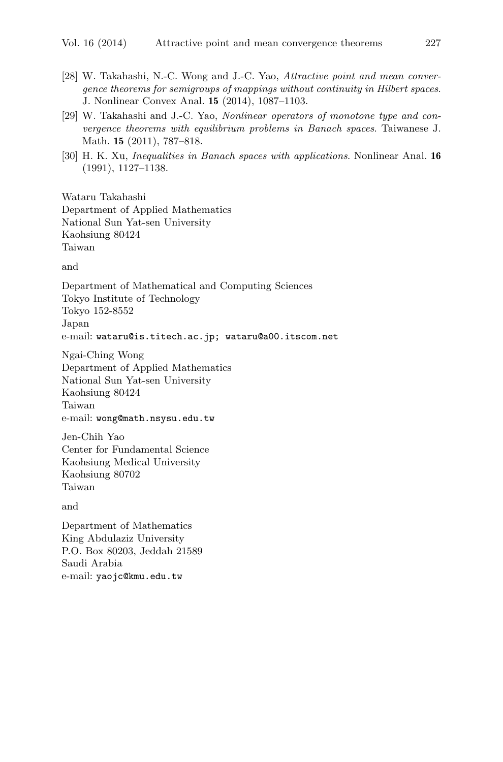[28] W. Takahashi, N.-C. Wong and J.-C. Yao, *Attractive point and mean convergence theorems for semigroups of mappings without continuity in Hilbert spaces*. J. Nonlinear Convex Anal. **15** (2014), 1087–1103.

[29] W. Takahashi and J.-C. Yao, *Nonlinear operators of monotone type and convergence theorems with equilibrium problems in Banach spaces*. Taiwanese J. Math. **15** (2011), 787–818.

[30] H. K. Xu, *Inequalities in Banach spaces with applications*. Nonlinear Anal. **16** (1991), 1127–1138.

Wataru Takahashi
Department of Applied Mathematics
National Sun Yat-sen University
Kaohsiung 80424
Taiwan

and

Department of Mathematical and Computing Sciences
Tokyo Institute of Technology
Tokyo 152-8552
Japan
e-mail: wataru@is.titech.ac.jp; wataru@a00.itscom.net

Ngai-Ching Wong
Department of Applied Mathematics
National Sun Yat-sen University
Kaohsiung 80424
Taiwan
e-mail: wong@math.nsysu.edu.tw

Jen-Chih Yao
Center for Fundamental Science
Kaohsiung Medical University
Kaohsiung 80702
Taiwan

and

Department of Mathematics
King Abdulaziz University
P.O. Box 80203, Jeddah 21589
Saudi Arabia
e-mail: yaojc@kmu.edu.tw